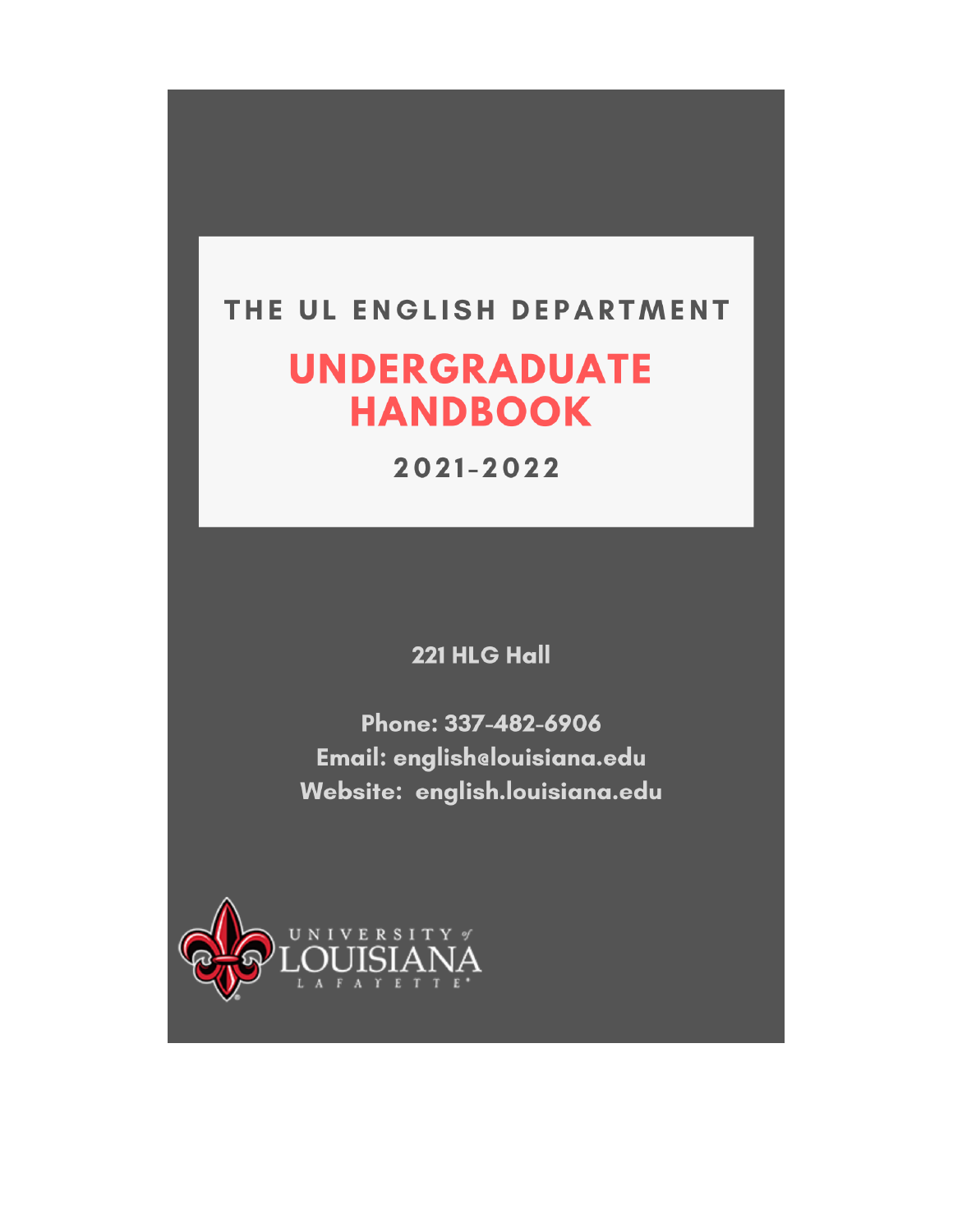THE UL ENGLISH DEPARTMENT

# UNDERGRADUATE HANDBOOK

2021-2022

221 HLG Hall

Phone: 337-482-6906
Email: english@louisiana.edu
Website: english.louisiana.edu

UNIVERSITY of LOUISIANA LAFAYETTE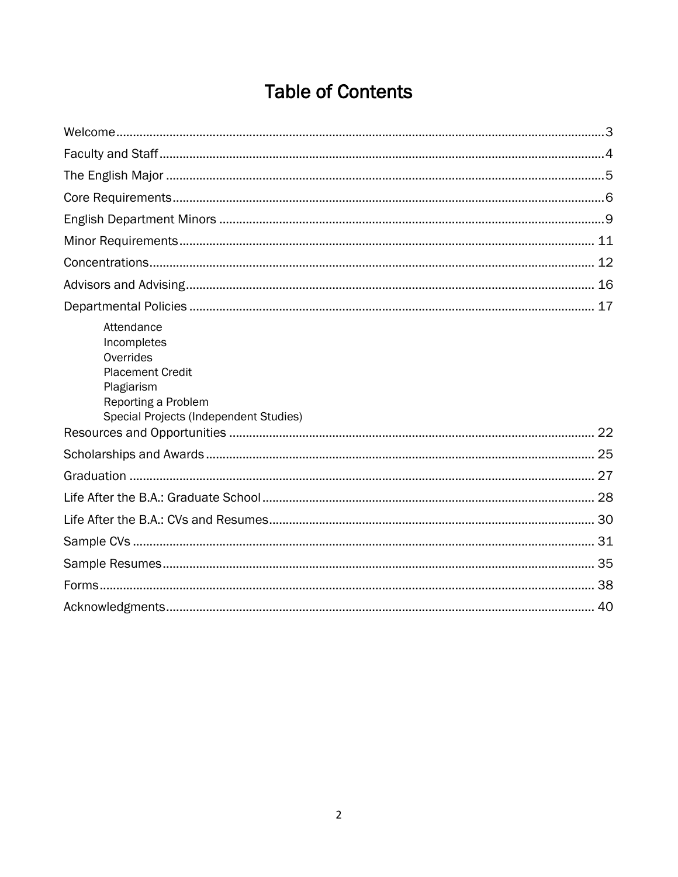# Table of Contents

Welcome ..... 3

Faculty and Staff ..... 4

The English Major ..... 5

Core Requirements ..... 6

English Department Minors ..... 9

Minor Requirements ..... 11

Concentrations ..... 12

Advisors and Advising ..... 16

Departmental Policies ..... 17

- Attendance
- Incompletes
- Overrides
- Placement Credit
- Plagiarism
- Reporting a Problem
- Special Projects (Independent Studies)

Resources and Opportunities ..... 22

Scholarships and Awards ..... 25

Graduation ..... 27

Life After the B.A.: Graduate School ..... 28

Life After the B.A.: CVs and Resumes ..... 30

Sample CVs ..... 31

Sample Resumes ..... 35

Forms ..... 38

Acknowledgments ..... 40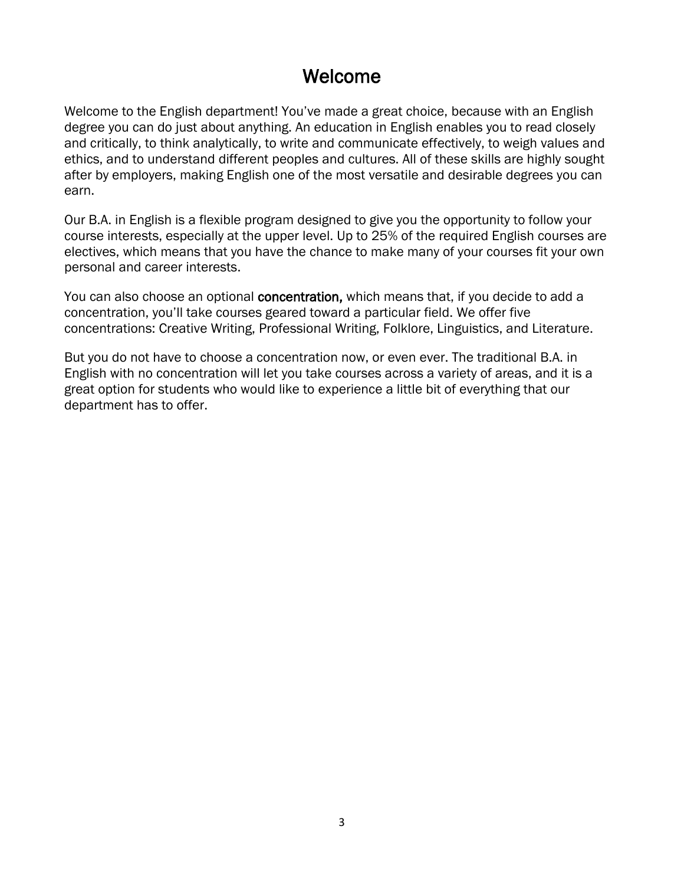# Welcome

Welcome to the English department! You've made a great choice, because with an English degree you can do just about anything. An education in English enables you to read closely and critically, to think analytically, to write and communicate effectively, to weigh values and ethics, and to understand different peoples and cultures. All of these skills are highly sought after by employers, making English one of the most versatile and desirable degrees you can earn.

Our B.A. in English is a flexible program designed to give you the opportunity to follow your course interests, especially at the upper level. Up to 25% of the required English courses are electives, which means that you have the chance to make many of your courses fit your own personal and career interests.

You can also choose an optional **concentration,** which means that, if you decide to add a concentration, you'll take courses geared toward a particular field. We offer five concentrations: Creative Writing, Professional Writing, Folklore, Linguistics, and Literature.

But you do not have to choose a concentration now, or even ever. The traditional B.A. in English with no concentration will let you take courses across a variety of areas, and it is a great option for students who would like to experience a little bit of everything that our department has to offer.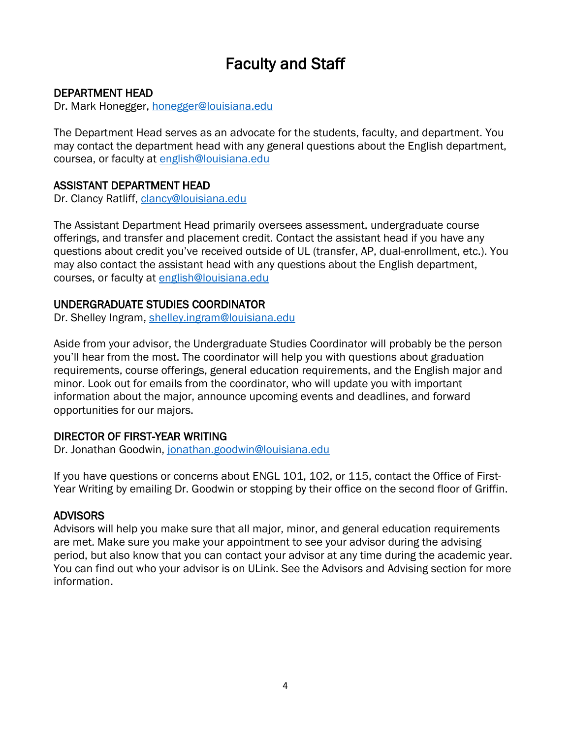# Faculty and Staff

### DEPARTMENT HEAD

Dr. Mark Honegger, honegger@louisiana.edu

The Department Head serves as an advocate for the students, faculty, and department. You may contact the department head with any general questions about the English department, coursea, or faculty at english@louisiana.edu

### ASSISTANT DEPARTMENT HEAD

Dr. Clancy Ratliff, clancy@louisiana.edu

The Assistant Department Head primarily oversees assessment, undergraduate course offerings, and transfer and placement credit. Contact the assistant head if you have any questions about credit you've received outside of UL (transfer, AP, dual-enrollment, etc.). You may also contact the assistant head with any questions about the English department, courses, or faculty at english@louisiana.edu

### UNDERGRADUATE STUDIES COORDINATOR

Dr. Shelley Ingram, shelley.ingram@louisiana.edu

Aside from your advisor, the Undergraduate Studies Coordinator will probably be the person you'll hear from the most. The coordinator will help you with questions about graduation requirements, course offerings, general education requirements, and the English major and minor. Look out for emails from the coordinator, who will update you with important information about the major, announce upcoming events and deadlines, and forward opportunities for our majors.

### DIRECTOR OF FIRST-YEAR WRITING

Dr. Jonathan Goodwin, jonathan.goodwin@louisiana.edu

If you have questions or concerns about ENGL 101, 102, or 115, contact the Office of First-Year Writing by emailing Dr. Goodwin or stopping by their office on the second floor of Griffin.

### ADVISORS

Advisors will help you make sure that all major, minor, and general education requirements are met. Make sure you make your appointment to see your advisor during the advising period, but also know that you can contact your advisor at any time during the academic year. You can find out who your advisor is on ULink. See the Advisors and Advising section for more information.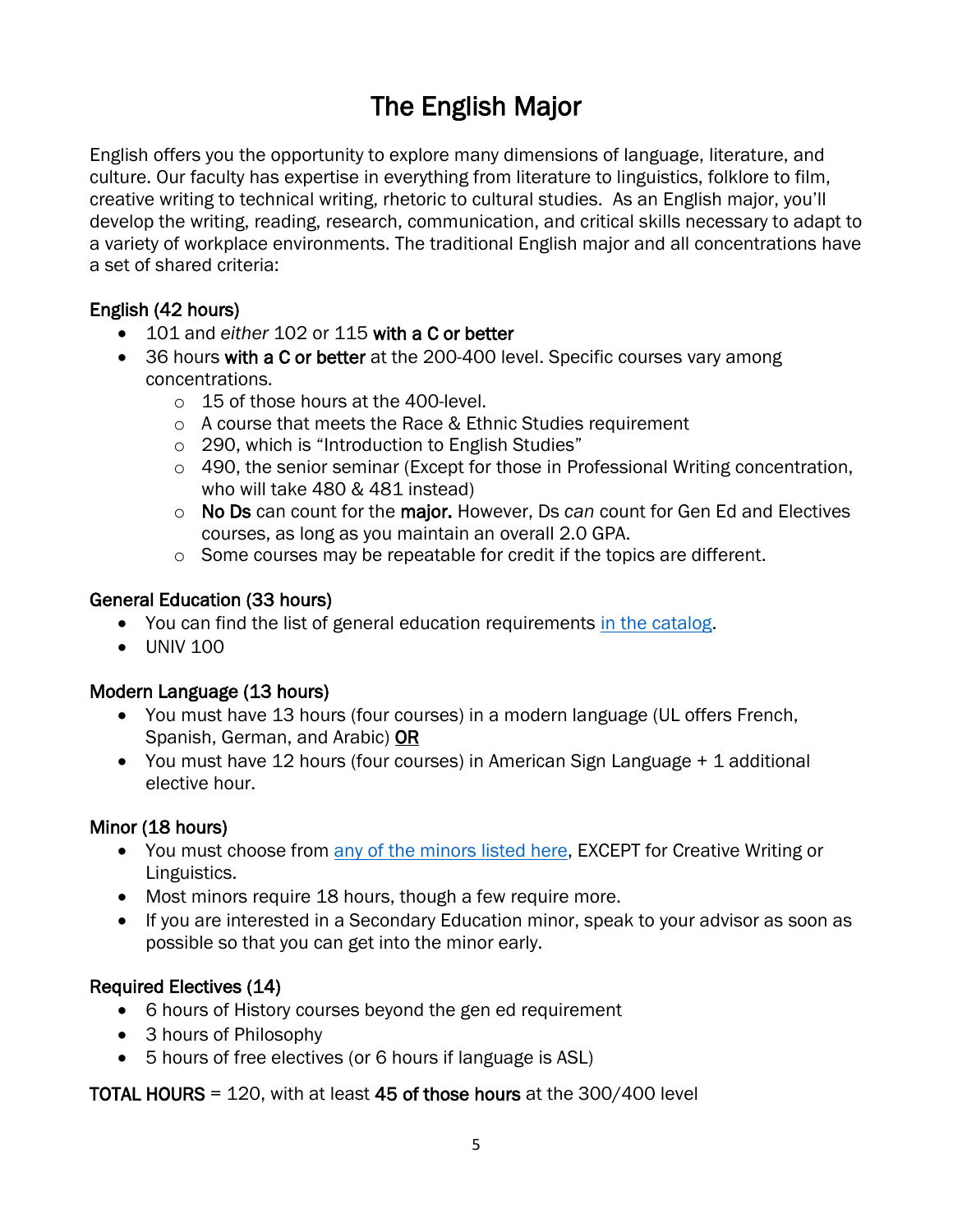# The English Major

English offers you the opportunity to explore many dimensions of language, literature, and culture. Our faculty has expertise in everything from literature to linguistics, folklore to film, creative writing to technical writing, rhetoric to cultural studies. As an English major, you'll develop the writing, reading, research, communication, and critical skills necessary to adapt to a variety of workplace environments. The traditional English major and all concentrations have a set of shared criteria:

### English (42 hours)

- 101 and *either* 102 or 115 **with a C or better**
- 36 hours **with a C or better** at the 200-400 level. Specific courses vary among concentrations.
  - 15 of those hours at the 400-level.
  - A course that meets the Race & Ethnic Studies requirement
  - 290, which is "Introduction to English Studies"
  - 490, the senior seminar (Except for those in Professional Writing concentration, who will take 480 & 481 instead)
  - **No Ds** can count for the **major.** However, Ds *can* count for Gen Ed and Electives courses, as long as you maintain an overall 2.0 GPA.
  - Some courses may be repeatable for credit if the topics are different.

### General Education (33 hours)

- You can find the list of general education requirements [in the catalog](#).
- UNIV 100

### Modern Language (13 hours)

- You must have 13 hours (four courses) in a modern language (UL offers French, Spanish, German, and Arabic) <u>OR</u>
- You must have 12 hours (four courses) in American Sign Language + 1 additional elective hour.

### Minor (18 hours)

- You must choose from [any of the minors listed here](#), EXCEPT for Creative Writing or Linguistics.
- Most minors require 18 hours, though a few require more.
- If you are interested in a Secondary Education minor, speak to your advisor as soon as possible so that you can get into the minor early.

### Required Electives (14)

- 6 hours of History courses beyond the gen ed requirement
- 3 hours of Philosophy
- 5 hours of free electives (or 6 hours if language is ASL)

**TOTAL HOURS** = 120, with at least **45 of those hours** at the 300/400 level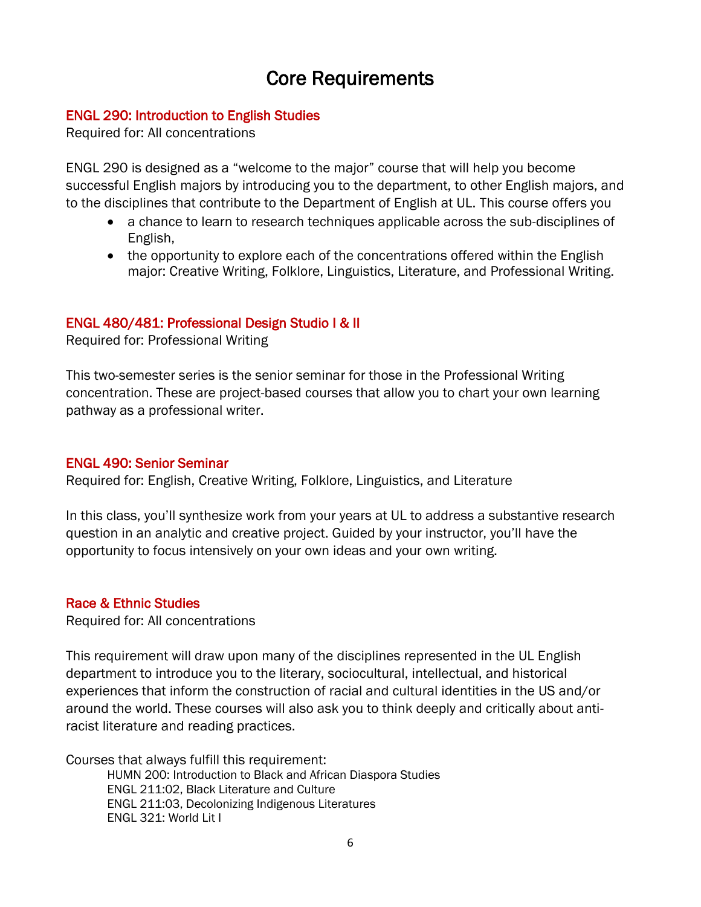# Core Requirements

### ENGL 290: Introduction to English Studies

Required for: All concentrations

ENGL 290 is designed as a "welcome to the major" course that will help you become successful English majors by introducing you to the department, to other English majors, and to the disciplines that contribute to the Department of English at UL. This course offers you

- a chance to learn to research techniques applicable across the sub-disciplines of English,
- the opportunity to explore each of the concentrations offered within the English major: Creative Writing, Folklore, Linguistics, Literature, and Professional Writing.

### ENGL 480/481: Professional Design Studio I & II

Required for: Professional Writing

This two-semester series is the senior seminar for those in the Professional Writing concentration. These are project-based courses that allow you to chart your own learning pathway as a professional writer.

### ENGL 490: Senior Seminar

Required for: English, Creative Writing, Folklore, Linguistics, and Literature

In this class, you'll synthesize work from your years at UL to address a substantive research question in an analytic and creative project. Guided by your instructor, you'll have the opportunity to focus intensively on your own ideas and your own writing.

### Race & Ethnic Studies

Required for: All concentrations

This requirement will draw upon many of the disciplines represented in the UL English department to introduce you to the literary, sociocultural, intellectual, and historical experiences that inform the construction of racial and cultural identities in the US and/or around the world. These courses will also ask you to think deeply and critically about anti-racist literature and reading practices.

Courses that always fulfill this requirement:

- HUMN 200: Introduction to Black and African Diaspora Studies
- ENGL 211:02, Black Literature and Culture
- ENGL 211:03, Decolonizing Indigenous Literatures
- ENGL 321: World Lit I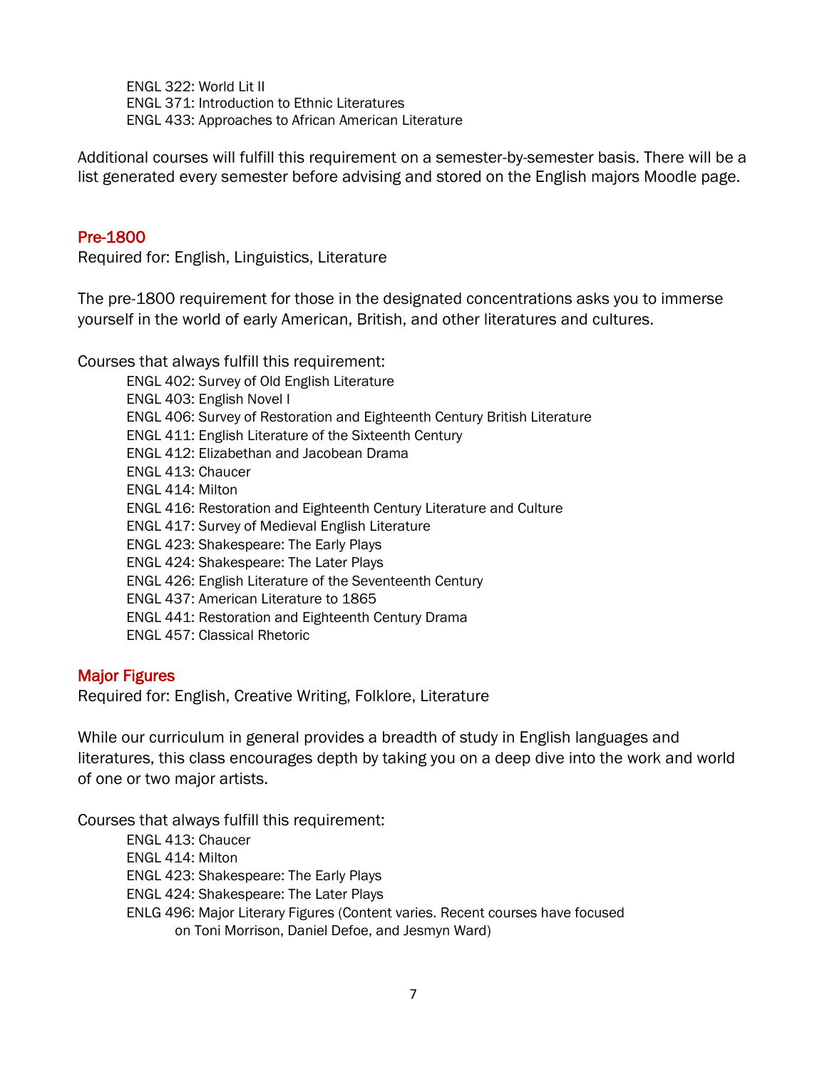ENGL 322: World Lit II
ENGL 371: Introduction to Ethnic Literatures
ENGL 433: Approaches to African American Literature

Additional courses will fulfill this requirement on a semester-by-semester basis. There will be a list generated every semester before advising and stored on the English majors Moodle page.

## Pre-1800

Required for: English, Linguistics, Literature

The pre-1800 requirement for those in the designated concentrations asks you to immerse yourself in the world of early American, British, and other literatures and cultures.

Courses that always fulfill this requirement:

ENGL 402: Survey of Old English Literature
ENGL 403: English Novel I
ENGL 406: Survey of Restoration and Eighteenth Century British Literature
ENGL 411: English Literature of the Sixteenth Century
ENGL 412: Elizabethan and Jacobean Drama
ENGL 413: Chaucer
ENGL 414: Milton
ENGL 416: Restoration and Eighteenth Century Literature and Culture
ENGL 417: Survey of Medieval English Literature
ENGL 423: Shakespeare: The Early Plays
ENGL 424: Shakespeare: The Later Plays
ENGL 426: English Literature of the Seventeenth Century
ENGL 437: American Literature to 1865
ENGL 441: Restoration and Eighteenth Century Drama
ENGL 457: Classical Rhetoric

## Major Figures

Required for: English, Creative Writing, Folklore, Literature

While our curriculum in general provides a breadth of study in English languages and literatures, this class encourages depth by taking you on a deep dive into the work and world of one or two major artists.

Courses that always fulfill this requirement:

ENGL 413: Chaucer
ENGL 414: Milton
ENGL 423: Shakespeare: The Early Plays
ENGL 424: Shakespeare: The Later Plays
ENLG 496: Major Literary Figures (Content varies. Recent courses have focused on Toni Morrison, Daniel Defoe, and Jesmyn Ward)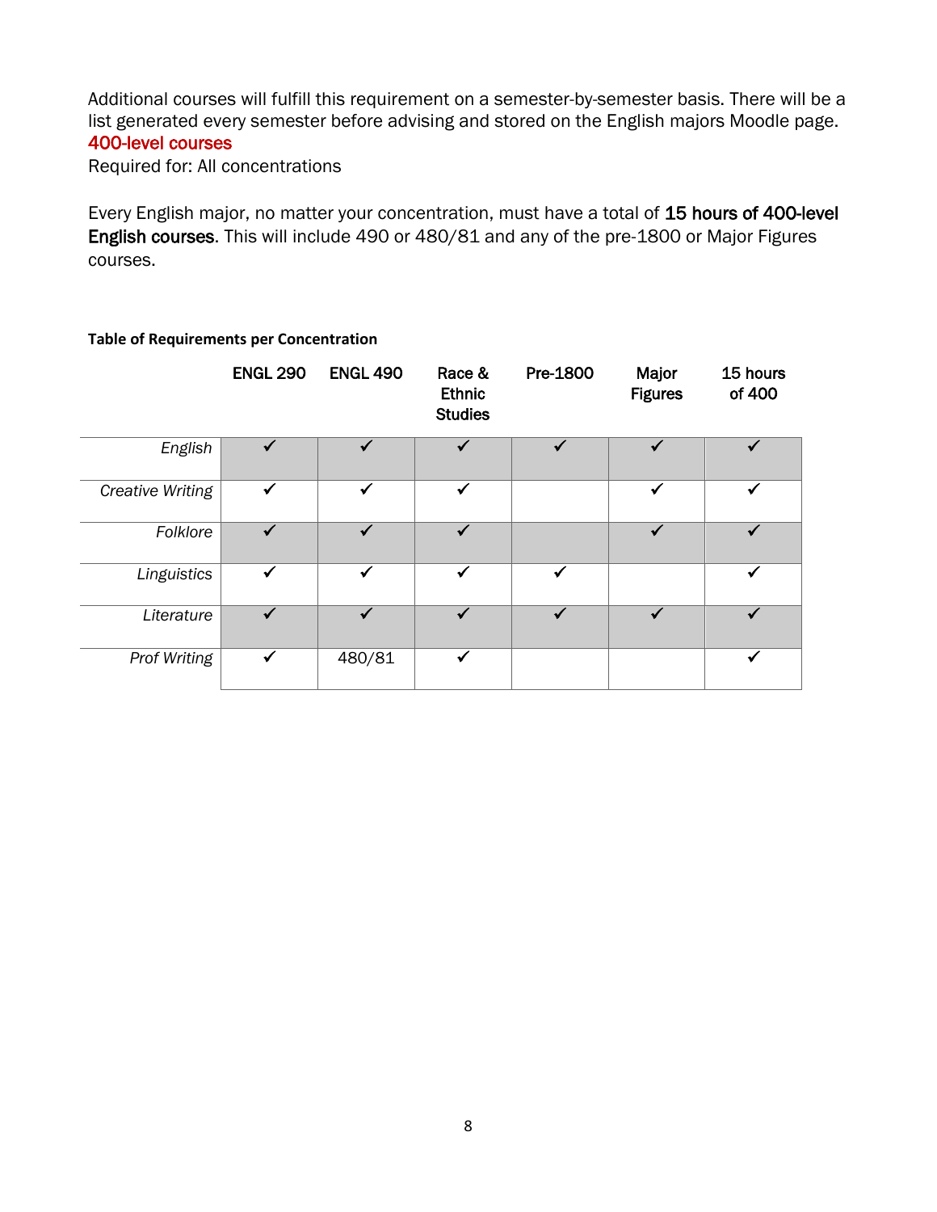Additional courses will fulfill this requirement on a semester-by-semester basis. There will be a list generated every semester before advising and stored on the English majors Moodle page.

### 400-level courses

Required for: All concentrations

Every English major, no matter your concentration, must have a total of **15 hours of 400-level English courses**. This will include 490 or 480/81 and any of the pre-1800 or Major Figures courses.

**Table of Requirements per Concentration**

| | ENGL 290 | ENGL 490 | Race & Ethnic Studies | Pre-1800 | Major Figures | 15 hours of 400 |
|---|---|---|---|---|---|---|
| *English* | ✓ | ✓ | ✓ | ✓ | ✓ | ✓ |
| *Creative Writing* | ✓ | ✓ | ✓ | | ✓ | ✓ |
| *Folklore* | ✓ | ✓ | ✓ | | ✓ | ✓ |
| *Linguistics* | ✓ | ✓ | ✓ | ✓ | | ✓ |
| *Literature* | ✓ | ✓ | ✓ | ✓ | ✓ | ✓ |
| *Prof Writing* | ✓ | 480/81 | ✓ | | | ✓ |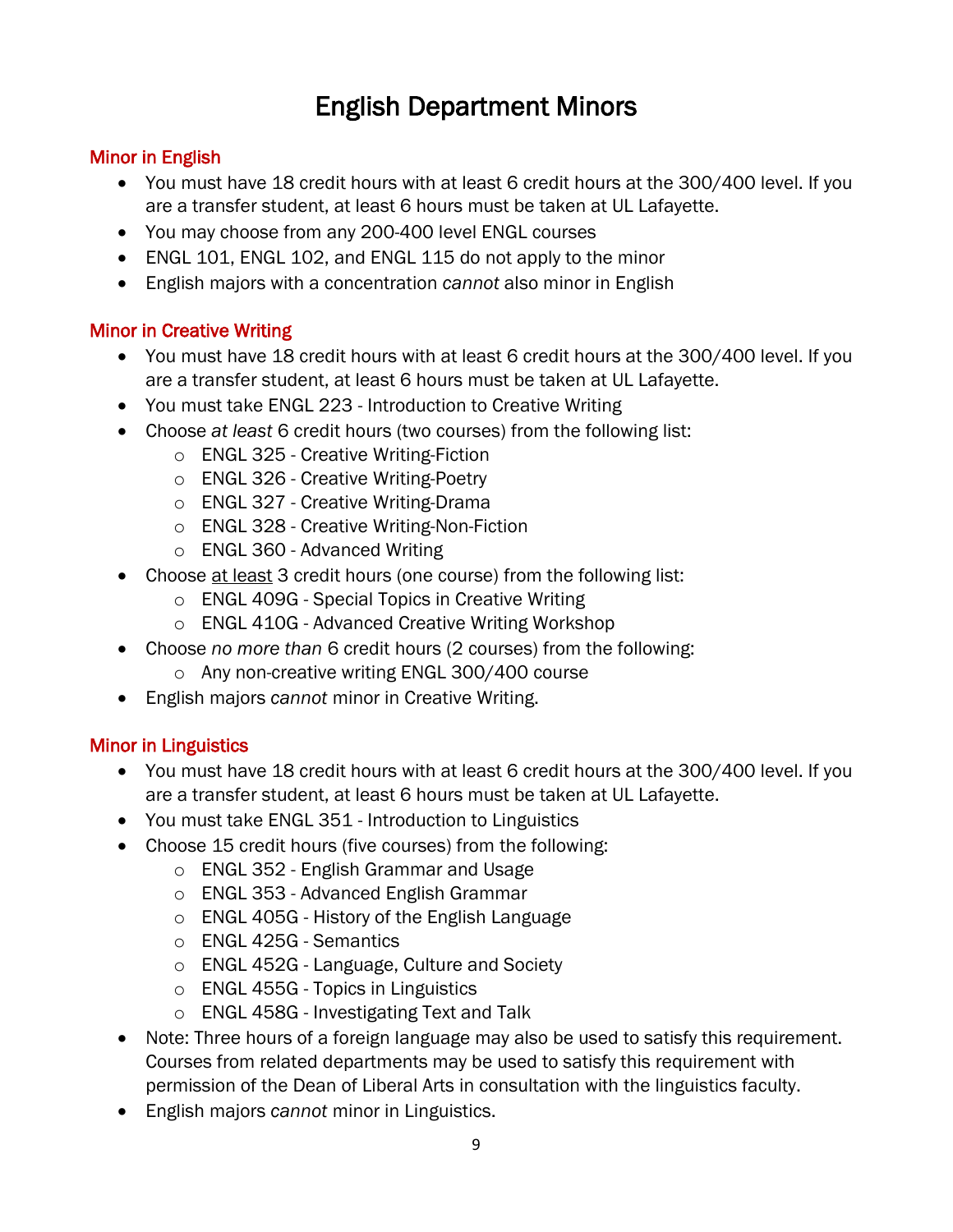# English Department Minors

## Minor in English

- You must have 18 credit hours with at least 6 credit hours at the 300/400 level. If you are a transfer student, at least 6 hours must be taken at UL Lafayette.
- You may choose from any 200-400 level ENGL courses
- ENGL 101, ENGL 102, and ENGL 115 do not apply to the minor
- English majors with a concentration *cannot* also minor in English

## Minor in Creative Writing

- You must have 18 credit hours with at least 6 credit hours at the 300/400 level. If you are a transfer student, at least 6 hours must be taken at UL Lafayette.
- You must take ENGL 223 - Introduction to Creative Writing
- Choose *at least* 6 credit hours (two courses) from the following list:
    - ENGL 325 - Creative Writing-Fiction
    - ENGL 326 - Creative Writing-Poetry
    - ENGL 327 - Creative Writing-Drama
    - ENGL 328 - Creative Writing-Non-Fiction
    - ENGL 360 - Advanced Writing
- Choose <u>at least</u> 3 credit hours (one course) from the following list:
    - ENGL 409G - Special Topics in Creative Writing
    - ENGL 410G - Advanced Creative Writing Workshop
- Choose *no more than* 6 credit hours (2 courses) from the following:
    - Any non-creative writing ENGL 300/400 course
- English majors *cannot* minor in Creative Writing.

## Minor in Linguistics

- You must have 18 credit hours with at least 6 credit hours at the 300/400 level. If you are a transfer student, at least 6 hours must be taken at UL Lafayette.
- You must take ENGL 351 - Introduction to Linguistics
- Choose 15 credit hours (five courses) from the following:
    - ENGL 352 - English Grammar and Usage
    - ENGL 353 - Advanced English Grammar
    - ENGL 405G - History of the English Language
    - ENGL 425G - Semantics
    - ENGL 452G - Language, Culture and Society
    - ENGL 455G - Topics in Linguistics
    - ENGL 458G - Investigating Text and Talk
- Note: Three hours of a foreign language may also be used to satisfy this requirement. Courses from related departments may be used to satisfy this requirement with permission of the Dean of Liberal Arts in consultation with the linguistics faculty.
- English majors *cannot* minor in Linguistics.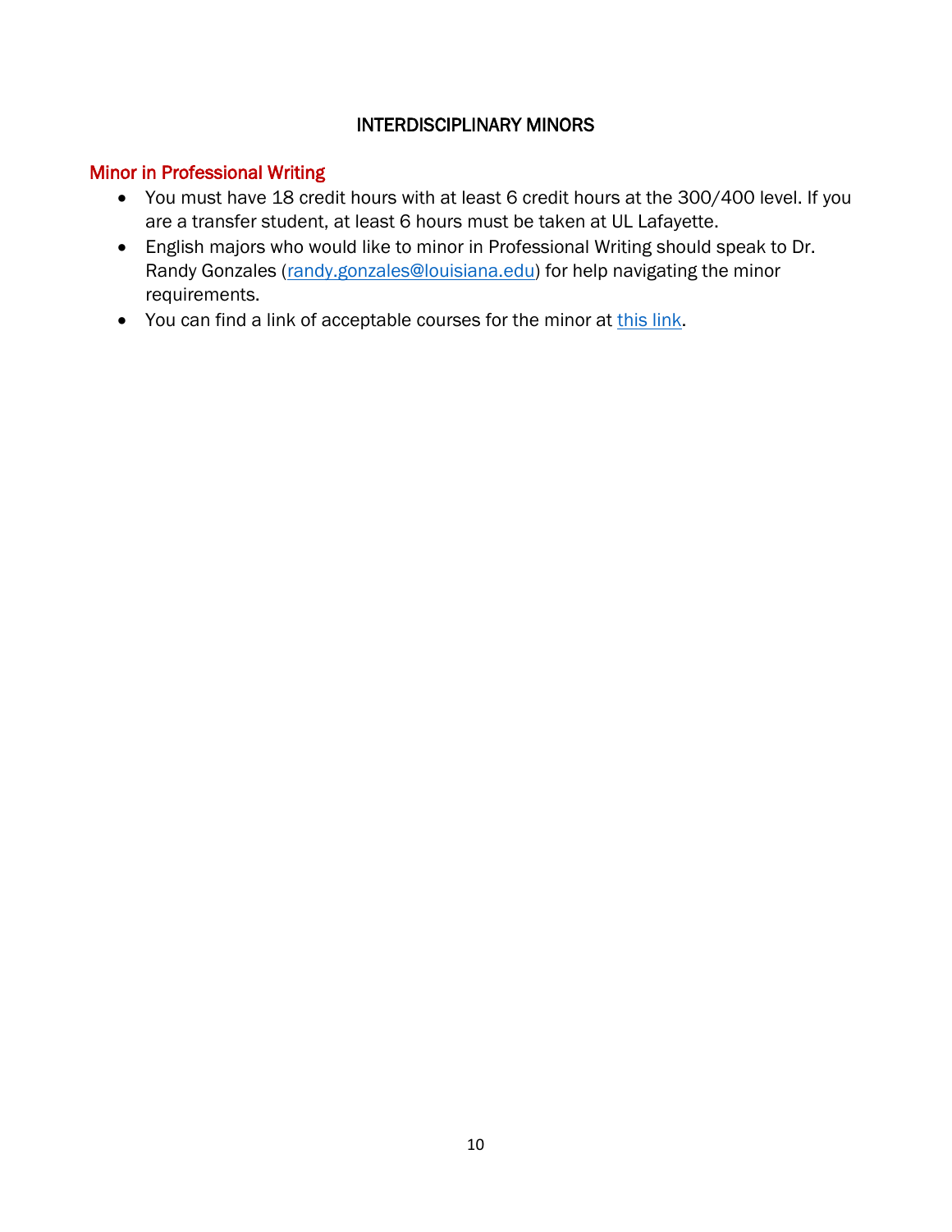# INTERDISCIPLINARY MINORS

## Minor in Professional Writing

- You must have 18 credit hours with at least 6 credit hours at the 300/400 level. If you are a transfer student, at least 6 hours must be taken at UL Lafayette.
- English majors who would like to minor in Professional Writing should speak to Dr. Randy Gonzales (randy.gonzales@louisiana.edu) for help navigating the minor requirements.
- You can find a link of acceptable courses for the minor at this link.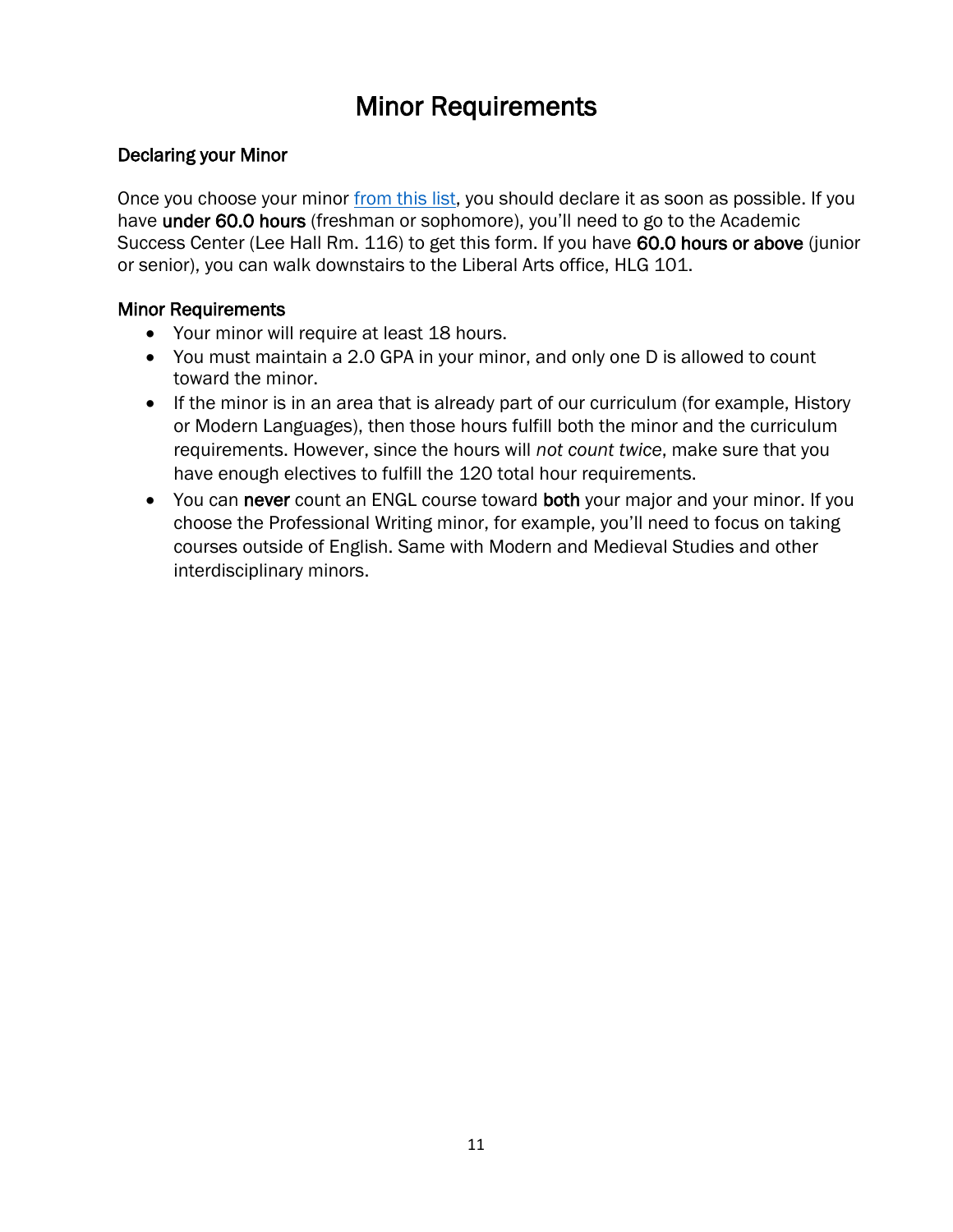# Minor Requirements

## Declaring your Minor

Once you choose your minor from this list, you should declare it as soon as possible. If you have **under 60.0 hours** (freshman or sophomore), you'll need to go to the Academic Success Center (Lee Hall Rm. 116) to get this form. If you have **60.0 hours or above** (junior or senior), you can walk downstairs to the Liberal Arts office, HLG 101.

## Minor Requirements

- Your minor will require at least 18 hours.
- You must maintain a 2.0 GPA in your minor, and only one D is allowed to count toward the minor.
- If the minor is in an area that is already part of our curriculum (for example, History or Modern Languages), then those hours fulfill both the minor and the curriculum requirements. However, since the hours will *not count twice*, make sure that you have enough electives to fulfill the 120 total hour requirements.
- You can **never** count an ENGL course toward **both** your major and your minor. If you choose the Professional Writing minor, for example, you'll need to focus on taking courses outside of English. Same with Modern and Medieval Studies and other interdisciplinary minors.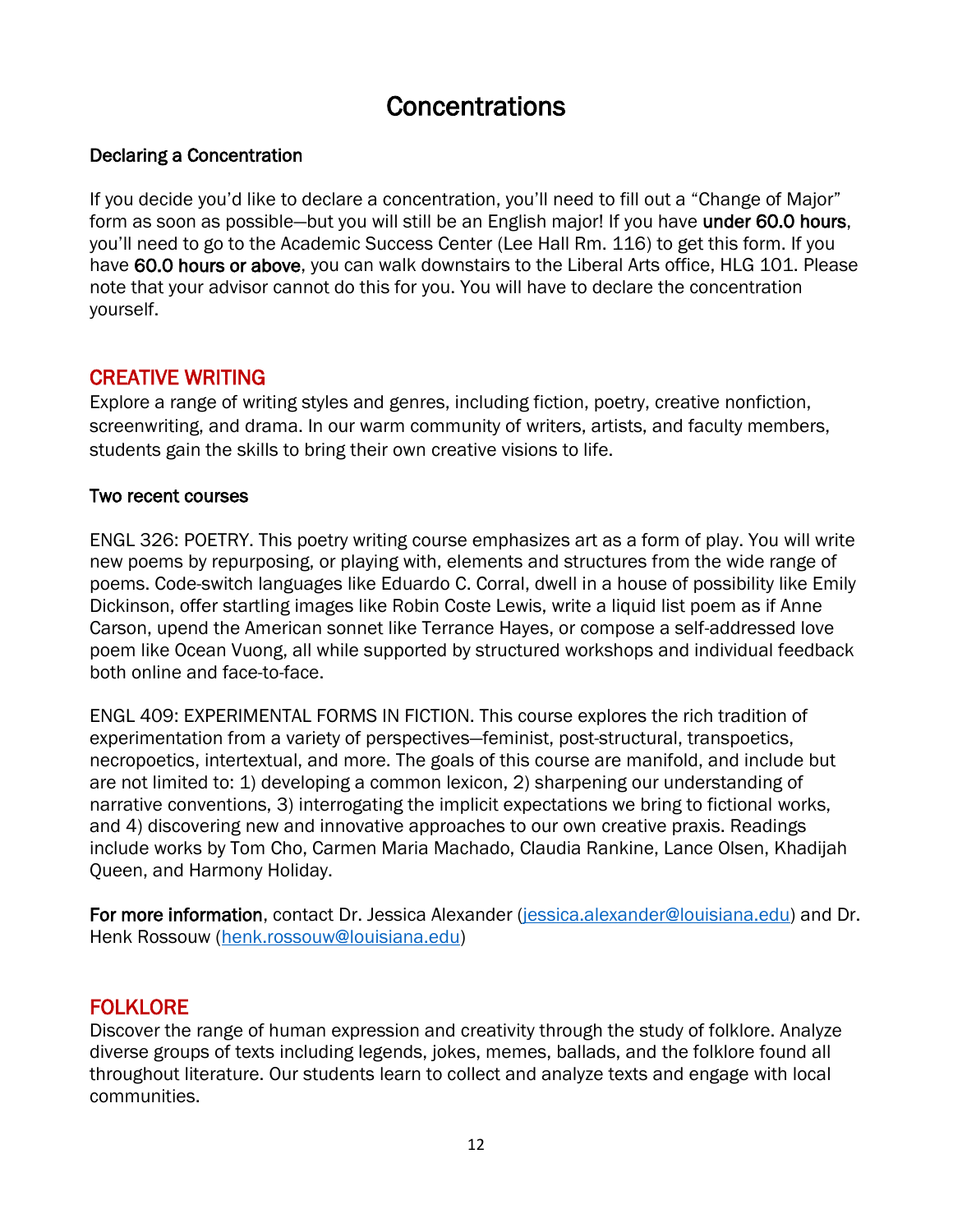# Concentrations

### Declaring a Concentration

If you decide you'd like to declare a concentration, you'll need to fill out a "Change of Major" form as soon as possible—but you will still be an English major! If you have **under 60.0 hours**, you'll need to go to the Academic Success Center (Lee Hall Rm. 116) to get this form. If you have **60.0 hours or above**, you can walk downstairs to the Liberal Arts office, HLG 101. Please note that your advisor cannot do this for you. You will have to declare the concentration yourself.

## CREATIVE WRITING

Explore a range of writing styles and genres, including fiction, poetry, creative nonfiction, screenwriting, and drama. In our warm community of writers, artists, and faculty members, students gain the skills to bring their own creative visions to life.

### Two recent courses

ENGL 326: POETRY. This poetry writing course emphasizes art as a form of play. You will write new poems by repurposing, or playing with, elements and structures from the wide range of poems. Code-switch languages like Eduardo C. Corral, dwell in a house of possibility like Emily Dickinson, offer startling images like Robin Coste Lewis, write a liquid list poem as if Anne Carson, upend the American sonnet like Terrance Hayes, or compose a self-addressed love poem like Ocean Vuong, all while supported by structured workshops and individual feedback both online and face-to-face.

ENGL 409: EXPERIMENTAL FORMS IN FICTION. This course explores the rich tradition of experimentation from a variety of perspectives—feminist, post-structural, transpoetics, necropoetics, intertextual, and more. The goals of this course are manifold, and include but are not limited to: 1) developing a common lexicon, 2) sharpening our understanding of narrative conventions, 3) interrogating the implicit expectations we bring to fictional works, and 4) discovering new and innovative approaches to our own creative praxis. Readings include works by Tom Cho, Carmen Maria Machado, Claudia Rankine, Lance Olsen, Khadijah Queen, and Harmony Holiday.

**For more information**, contact Dr. Jessica Alexander (jessica.alexander@louisiana.edu) and Dr. Henk Rossouw (henk.rossouw@louisiana.edu)

## FOLKLORE

Discover the range of human expression and creativity through the study of folklore. Analyze diverse groups of texts including legends, jokes, memes, ballads, and the folklore found all throughout literature. Our students learn to collect and analyze texts and engage with local communities.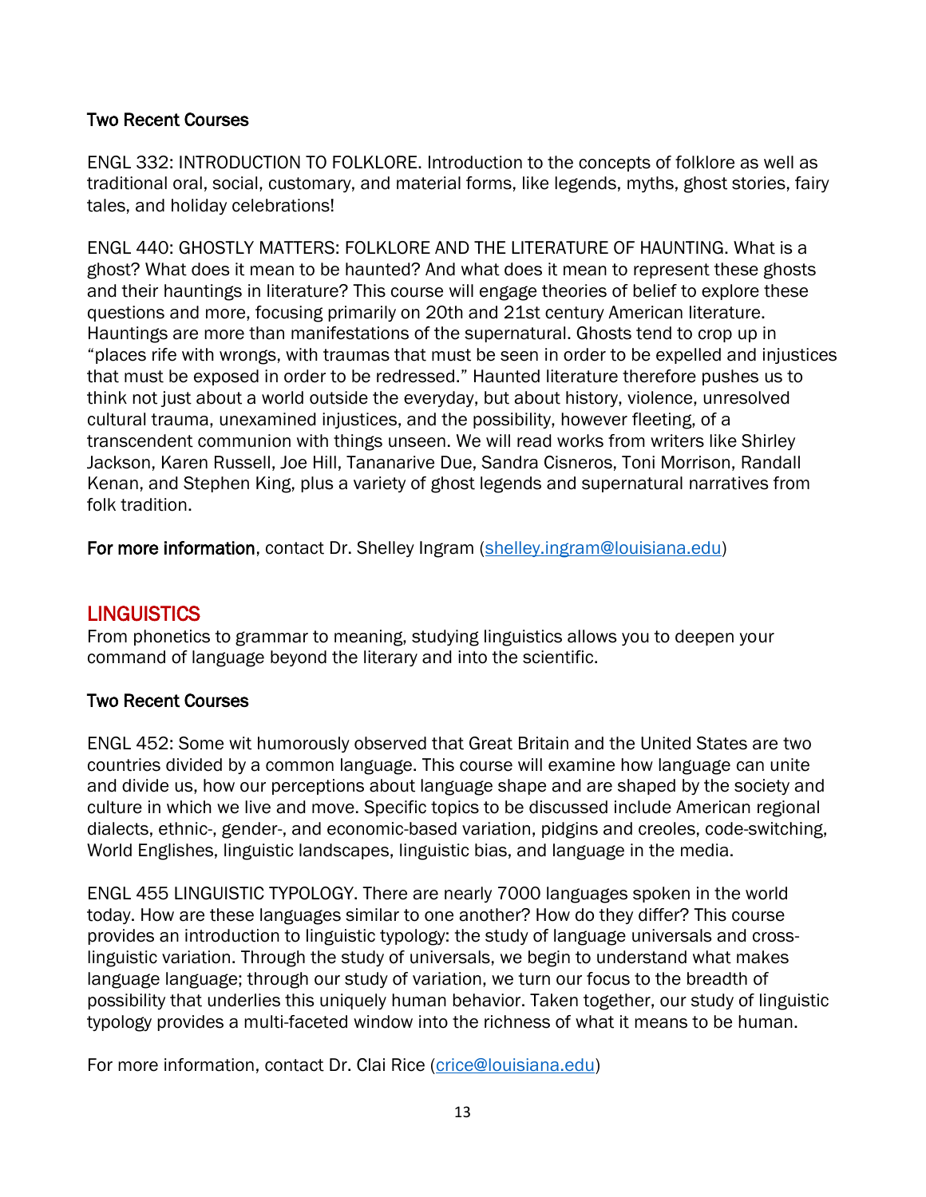### Two Recent Courses

ENGL 332: INTRODUCTION TO FOLKLORE. Introduction to the concepts of folklore as well as traditional oral, social, customary, and material forms, like legends, myths, ghost stories, fairy tales, and holiday celebrations!

ENGL 440: GHOSTLY MATTERS: FOLKLORE AND THE LITERATURE OF HAUNTING. What is a ghost? What does it mean to be haunted? And what does it mean to represent these ghosts and their hauntings in literature? This course will engage theories of belief to explore these questions and more, focusing primarily on 20th and 21st century American literature. Hauntings are more than manifestations of the supernatural. Ghosts tend to crop up in "places rife with wrongs, with traumas that must be seen in order to be expelled and injustices that must be exposed in order to be redressed." Haunted literature therefore pushes us to think not just about a world outside the everyday, but about history, violence, unresolved cultural trauma, unexamined injustices, and the possibility, however fleeting, of a transcendent communion with things unseen. We will read works from writers like Shirley Jackson, Karen Russell, Joe Hill, Tananarive Due, Sandra Cisneros, Toni Morrison, Randall Kenan, and Stephen King, plus a variety of ghost legends and supernatural narratives from folk tradition.

**For more information**, contact Dr. Shelley Ingram (shelley.ingram@louisiana.edu)

## LINGUISTICS

From phonetics to grammar to meaning, studying linguistics allows you to deepen your command of language beyond the literary and into the scientific.

### Two Recent Courses

ENGL 452: Some wit humorously observed that Great Britain and the United States are two countries divided by a common language. This course will examine how language can unite and divide us, how our perceptions about language shape and are shaped by the society and culture in which we live and move. Specific topics to be discussed include American regional dialects, ethnic-, gender-, and economic-based variation, pidgins and creoles, code-switching, World Englishes, linguistic landscapes, linguistic bias, and language in the media.

ENGL 455 LINGUISTIC TYPOLOGY. There are nearly 7000 languages spoken in the world today. How are these languages similar to one another? How do they differ? This course provides an introduction to linguistic typology: the study of language universals and cross-linguistic variation. Through the study of universals, we begin to understand what makes language language; through our study of variation, we turn our focus to the breadth of possibility that underlies this uniquely human behavior. Taken together, our study of linguistic typology provides a multi-faceted window into the richness of what it means to be human.

For more information, contact Dr. Clai Rice (crice@louisiana.edu)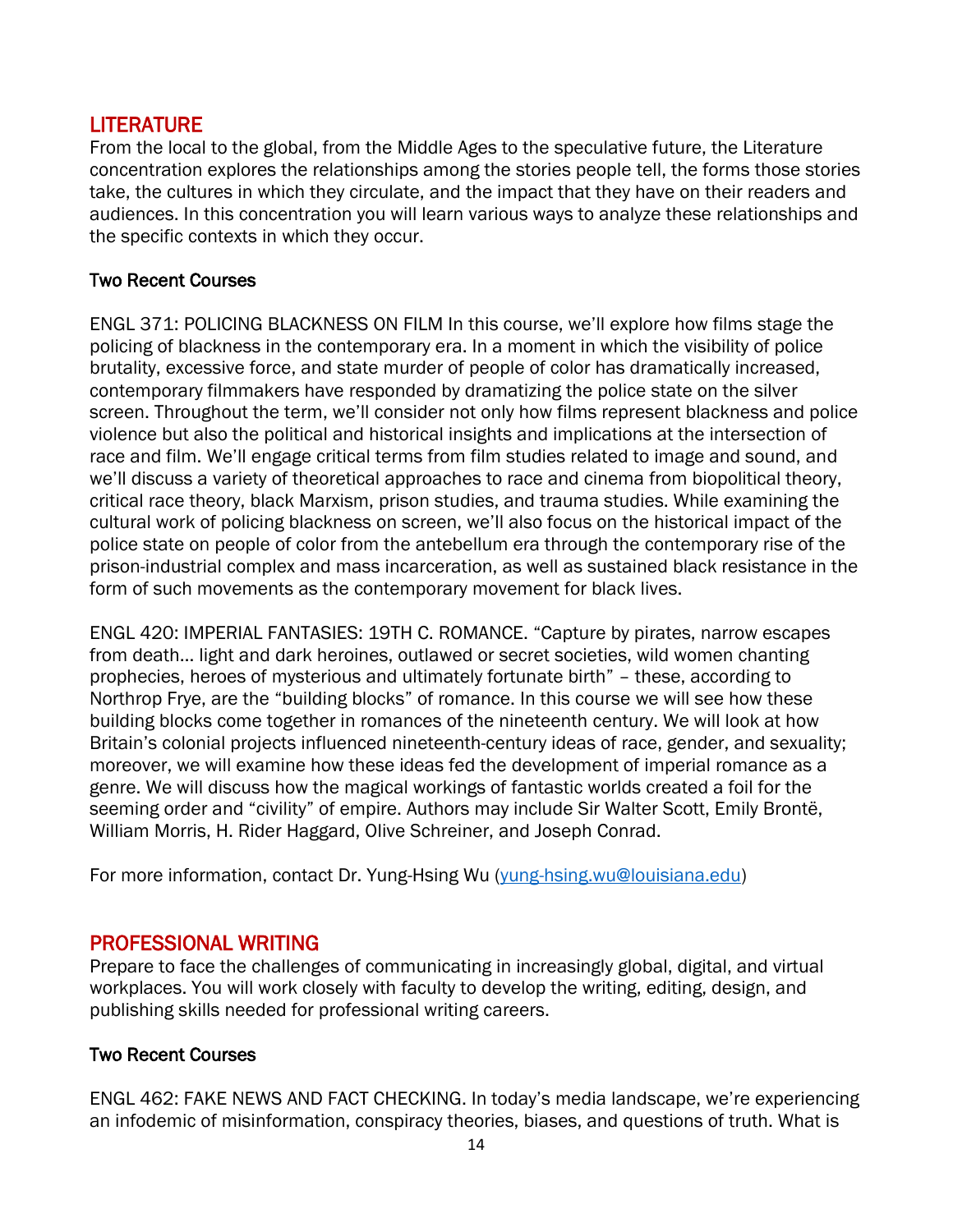## LITERATURE

From the local to the global, from the Middle Ages to the speculative future, the Literature concentration explores the relationships among the stories people tell, the forms those stories take, the cultures in which they circulate, and the impact that they have on their readers and audiences. In this concentration you will learn various ways to analyze these relationships and the specific contexts in which they occur.

### Two Recent Courses

ENGL 371: POLICING BLACKNESS ON FILM In this course, we'll explore how films stage the policing of blackness in the contemporary era. In a moment in which the visibility of police brutality, excessive force, and state murder of people of color has dramatically increased, contemporary filmmakers have responded by dramatizing the police state on the silver screen. Throughout the term, we'll consider not only how films represent blackness and police violence but also the political and historical insights and implications at the intersection of race and film. We'll engage critical terms from film studies related to image and sound, and we'll discuss a variety of theoretical approaches to race and cinema from biopolitical theory, critical race theory, black Marxism, prison studies, and trauma studies. While examining the cultural work of policing blackness on screen, we'll also focus on the historical impact of the police state on people of color from the antebellum era through the contemporary rise of the prison-industrial complex and mass incarceration, as well as sustained black resistance in the form of such movements as the contemporary movement for black lives.

ENGL 420: IMPERIAL FANTASIES: 19TH C. ROMANCE. "Capture by pirates, narrow escapes from death… light and dark heroines, outlawed or secret societies, wild women chanting prophecies, heroes of mysterious and ultimately fortunate birth" – these, according to Northrop Frye, are the "building blocks" of romance. In this course we will see how these building blocks come together in romances of the nineteenth century. We will look at how Britain's colonial projects influenced nineteenth-century ideas of race, gender, and sexuality; moreover, we will examine how these ideas fed the development of imperial romance as a genre. We will discuss how the magical workings of fantastic worlds created a foil for the seeming order and "civility" of empire. Authors may include Sir Walter Scott, Emily Brontë, William Morris, H. Rider Haggard, Olive Schreiner, and Joseph Conrad.

For more information, contact Dr. Yung-Hsing Wu (yung-hsing.wu@louisiana.edu)

## PROFESSIONAL WRITING

Prepare to face the challenges of communicating in increasingly global, digital, and virtual workplaces. You will work closely with faculty to develop the writing, editing, design, and publishing skills needed for professional writing careers.

### Two Recent Courses

ENGL 462: FAKE NEWS AND FACT CHECKING. In today's media landscape, we're experiencing an infodemic of misinformation, conspiracy theories, biases, and questions of truth. What is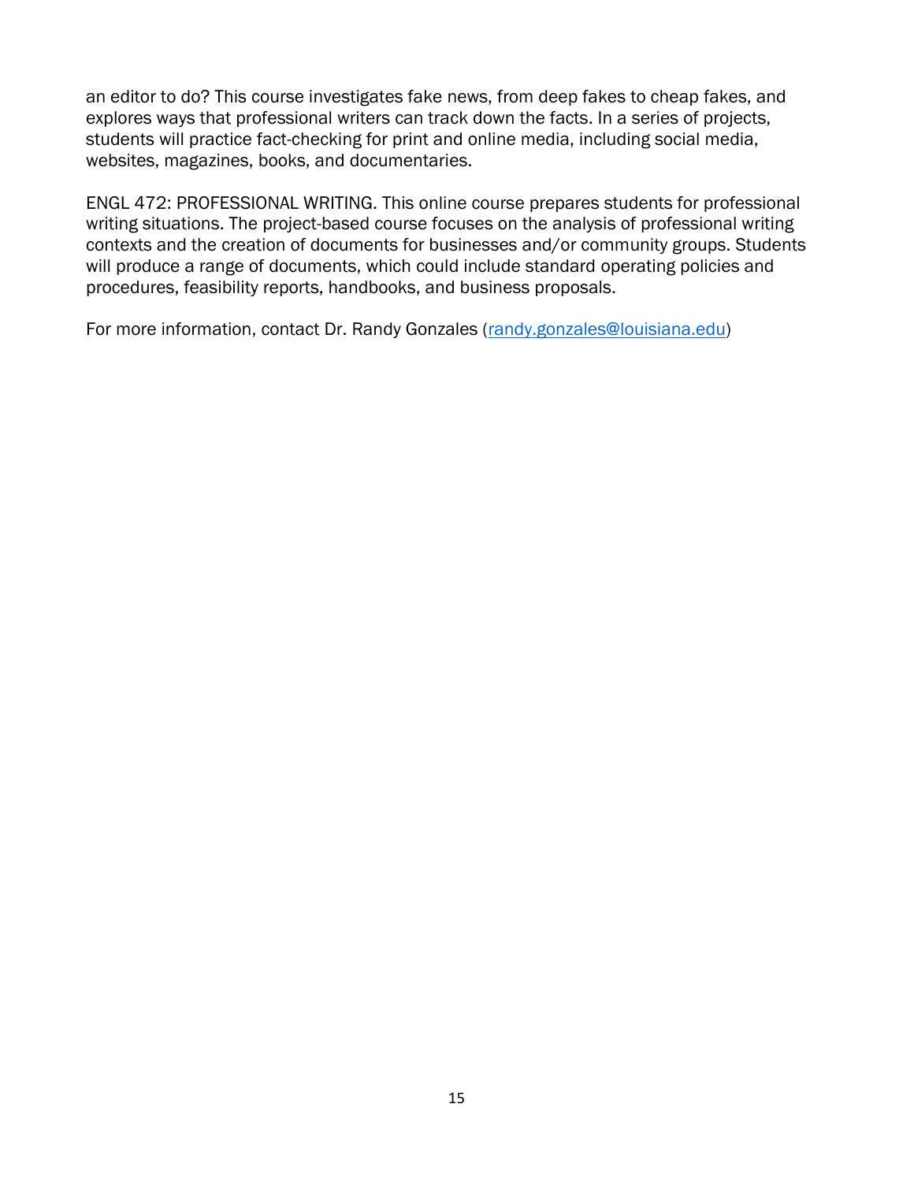an editor to do? This course investigates fake news, from deep fakes to cheap fakes, and explores ways that professional writers can track down the facts. In a series of projects, students will practice fact-checking for print and online media, including social media, websites, magazines, books, and documentaries.

ENGL 472: PROFESSIONAL WRITING. This online course prepares students for professional writing situations. The project-based course focuses on the analysis of professional writing contexts and the creation of documents for businesses and/or community groups. Students will produce a range of documents, which could include standard operating policies and procedures, feasibility reports, handbooks, and business proposals.

For more information, contact Dr. Randy Gonzales (randy.gonzales@louisiana.edu)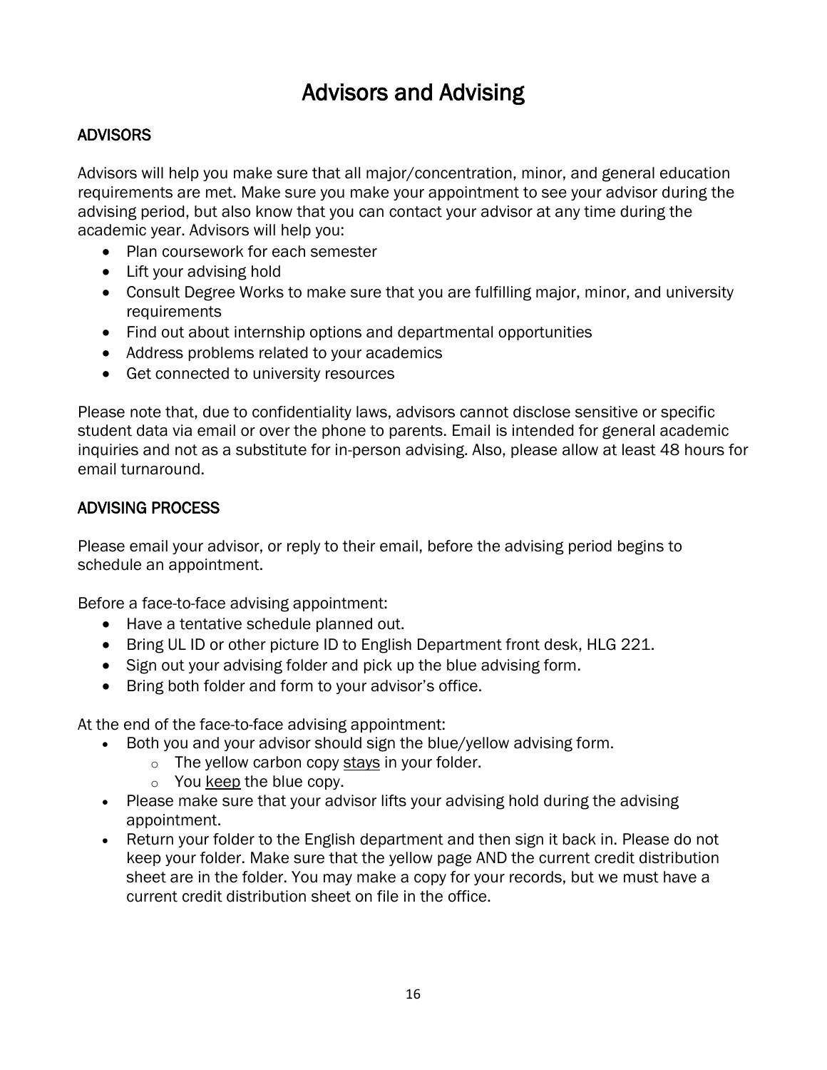# Advisors and Advising

## ADVISORS

Advisors will help you make sure that all major/concentration, minor, and general education requirements are met. Make sure you make your appointment to see your advisor during the advising period, but also know that you can contact your advisor at any time during the academic year. Advisors will help you:

- Plan coursework for each semester
- Lift your advising hold
- Consult Degree Works to make sure that you are fulfilling major, minor, and university requirements
- Find out about internship options and departmental opportunities
- Address problems related to your academics
- Get connected to university resources

Please note that, due to confidentiality laws, advisors cannot disclose sensitive or specific student data via email or over the phone to parents. Email is intended for general academic inquiries and not as a substitute for in-person advising. Also, please allow at least 48 hours for email turnaround.

## ADVISING PROCESS

Please email your advisor, or reply to their email, before the advising period begins to schedule an appointment.

Before a face-to-face advising appointment:

- Have a tentative schedule planned out.
- Bring UL ID or other picture ID to English Department front desk, HLG 221.
- Sign out your advising folder and pick up the blue advising form.
- Bring both folder and form to your advisor's office.

At the end of the face-to-face advising appointment:

- Both you and your advisor should sign the blue/yellow advising form.
  - The yellow carbon copy <u>stays</u> in your folder.
  - You <u>keep</u> the blue copy.
- Please make sure that your advisor lifts your advising hold during the advising appointment.
- Return your folder to the English department and then sign it back in. Please do not keep your folder. Make sure that the yellow page AND the current credit distribution sheet are in the folder. You may make a copy for your records, but we must have a current credit distribution sheet on file in the office.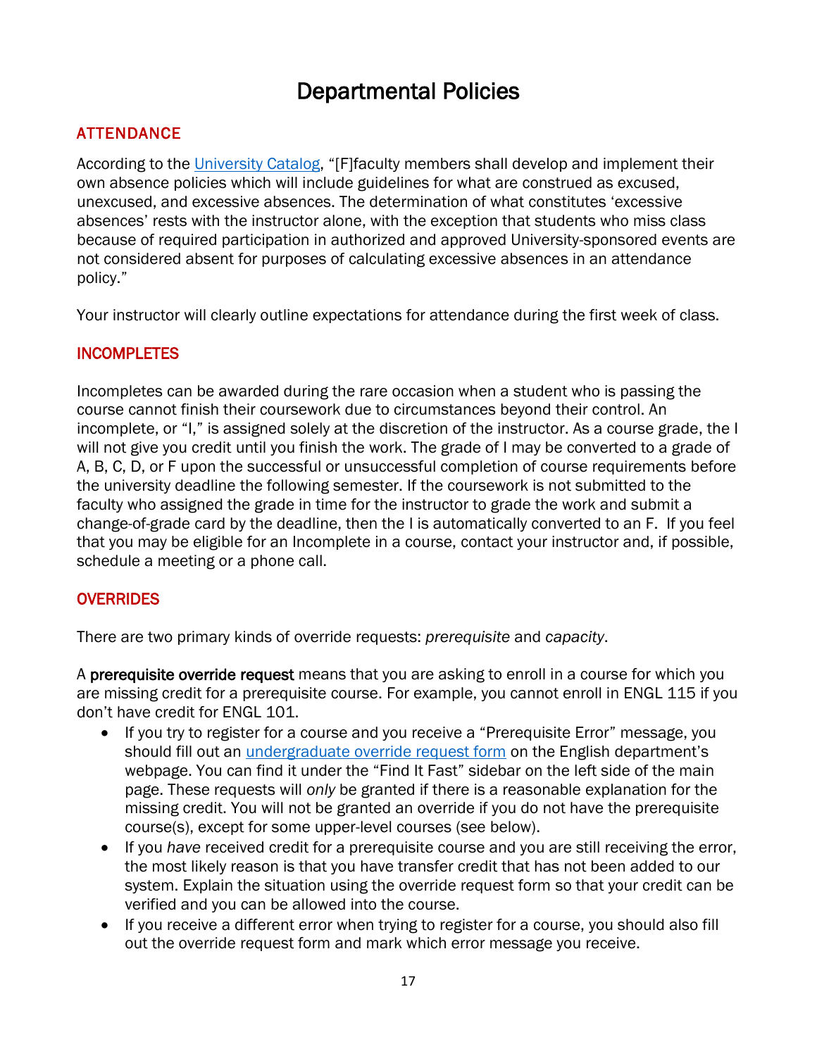# Departmental Policies

## ATTENDANCE

According to the [University Catalog](), "[F]faculty members shall develop and implement their own absence policies which will include guidelines for what are construed as excused, unexcused, and excessive absences. The determination of what constitutes 'excessive absences' rests with the instructor alone, with the exception that students who miss class because of required participation in authorized and approved University-sponsored events are not considered absent for purposes of calculating excessive absences in an attendance policy."

Your instructor will clearly outline expectations for attendance during the first week of class.

## INCOMPLETES

Incompletes can be awarded during the rare occasion when a student who is passing the course cannot finish their coursework due to circumstances beyond their control. An incomplete, or "I," is assigned solely at the discretion of the instructor. As a course grade, the I will not give you credit until you finish the work. The grade of I may be converted to a grade of A, B, C, D, or F upon the successful or unsuccessful completion of course requirements before the university deadline the following semester. If the coursework is not submitted to the faculty who assigned the grade in time for the instructor to grade the work and submit a change-of-grade card by the deadline, then the I is automatically converted to an F. If you feel that you may be eligible for an Incomplete in a course, contact your instructor and, if possible, schedule a meeting or a phone call.

## OVERRIDES

There are two primary kinds of override requests: *prerequisite* and *capacity*.

A **prerequisite override request** means that you are asking to enroll in a course for which you are missing credit for a prerequisite course. For example, you cannot enroll in ENGL 115 if you don't have credit for ENGL 101.

- If you try to register for a course and you receive a "Prerequisite Error" message, you should fill out an [undergraduate override request form]() on the English department's webpage. You can find it under the "Find It Fast" sidebar on the left side of the main page. These requests will *only* be granted if there is a reasonable explanation for the missing credit. You will not be granted an override if you do not have the prerequisite course(s), except for some upper-level courses (see below).
- If you *have* received credit for a prerequisite course and you are still receiving the error, the most likely reason is that you have transfer credit that has not been added to our system. Explain the situation using the override request form so that your credit can be verified and you can be allowed into the course.
- If you receive a different error when trying to register for a course, you should also fill out the override request form and mark which error message you receive.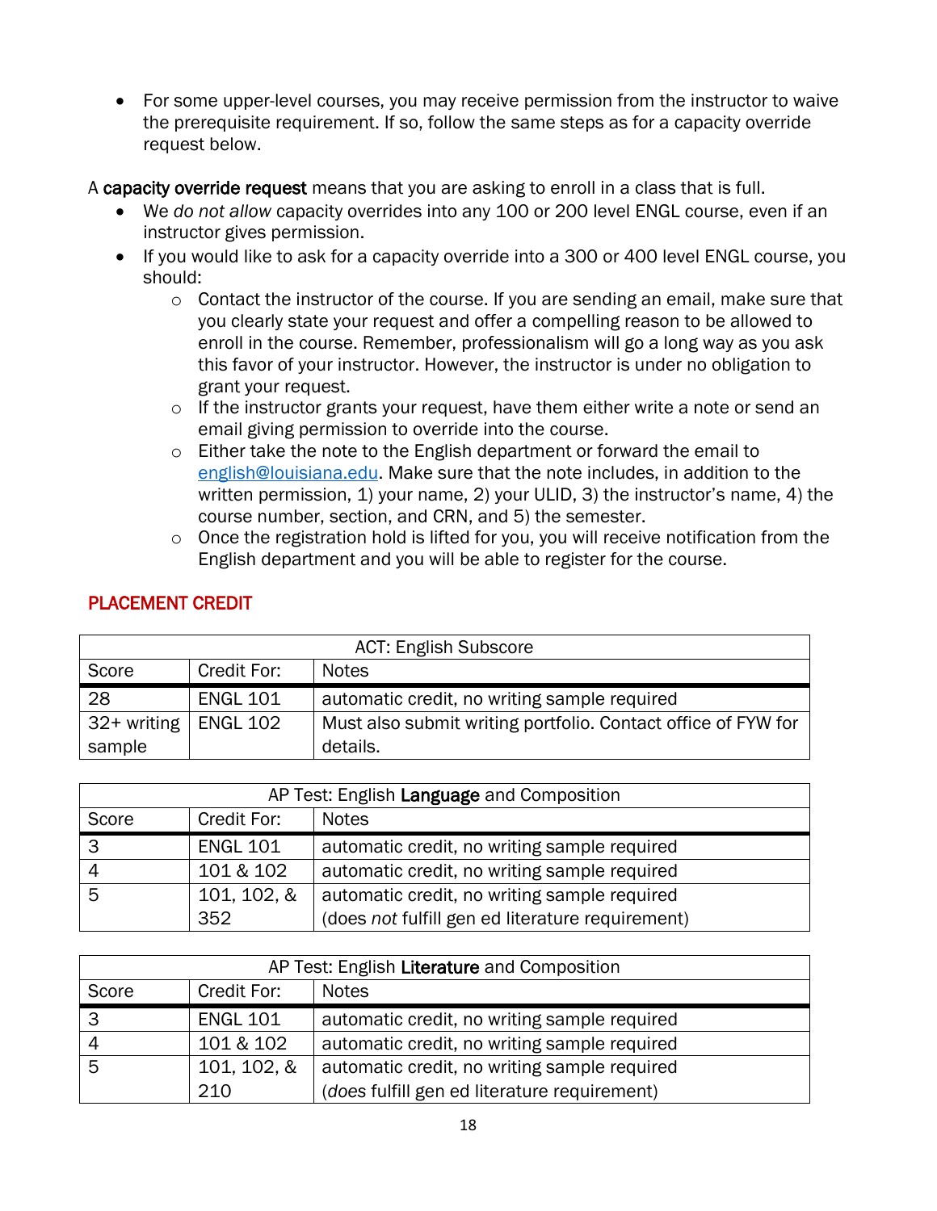- For some upper-level courses, you may receive permission from the instructor to waive the prerequisite requirement. If so, follow the same steps as for a capacity override request below.

A **capacity override request** means that you are asking to enroll in a class that is full.

- We *do not allow* capacity overrides into any 100 or 200 level ENGL course, even if an instructor gives permission.
- If you would like to ask for a capacity override into a 300 or 400 level ENGL course, you should:
  - Contact the instructor of the course. If you are sending an email, make sure that you clearly state your request and offer a compelling reason to be allowed to enroll in the course. Remember, professionalism will go a long way as you ask this favor of your instructor. However, the instructor is under no obligation to grant your request.
  - If the instructor grants your request, have them either write a note or send an email giving permission to override into the course.
  - Either take the note to the English department or forward the email to english@louisiana.edu. Make sure that the note includes, in addition to the written permission, 1) your name, 2) your ULID, 3) the instructor's name, 4) the course number, section, and CRN, and 5) the semester.
  - Once the registration hold is lifted for you, you will receive notification from the English department and you will be able to register for the course.

## PLACEMENT CREDIT

| ACT: English Subscore | | |
|---|---|---|
| Score | Credit For: | Notes |
| 28 | ENGL 101 | automatic credit, no writing sample required |
| 32+ writing sample | ENGL 102 | Must also submit writing portfolio. Contact office of FYW for details. |

| AP Test: English **Language** and Composition | | |
|---|---|---|
| Score | Credit For: | Notes |
| 3 | ENGL 101 | automatic credit, no writing sample required |
| 4 | 101 & 102 | automatic credit, no writing sample required |
| 5 | 101, 102, & 352 | automatic credit, no writing sample required (does *not* fulfill gen ed literature requirement) |

| AP Test: English **Literature** and Composition | | |
|---|---|---|
| Score | Credit For: | Notes |
| 3 | ENGL 101 | automatic credit, no writing sample required |
| 4 | 101 & 102 | automatic credit, no writing sample required |
| 5 | 101, 102, & 210 | automatic credit, no writing sample required (*does* fulfill gen ed literature requirement) |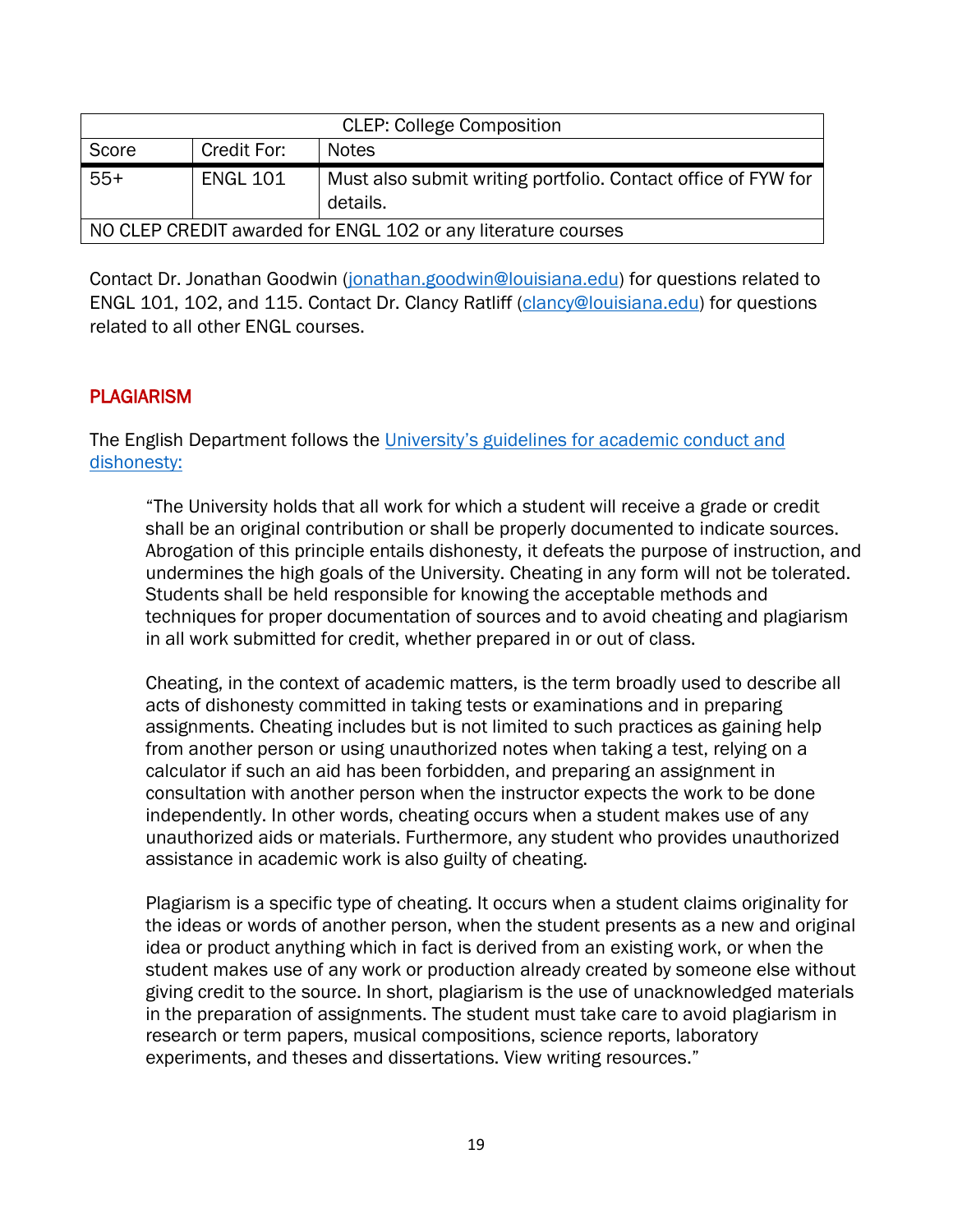| CLEP: College Composition | | |
|---|---|---|
| Score | Credit For: | Notes |
| 55+ | ENGL 101 | Must also submit writing portfolio. Contact office of FYW for details. |
| NO CLEP CREDIT awarded for ENGL 102 or any literature courses | | |

Contact Dr. Jonathan Goodwin (jonathan.goodwin@louisiana.edu) for questions related to ENGL 101, 102, and 115. Contact Dr. Clancy Ratliff (clancy@louisiana.edu) for questions related to all other ENGL courses.

## PLAGIARISM

The English Department follows the [University's guidelines for academic conduct and dishonesty:]

> "The University holds that all work for which a student will receive a grade or credit shall be an original contribution or shall be properly documented to indicate sources. Abrogation of this principle entails dishonesty, it defeats the purpose of instruction, and undermines the high goals of the University. Cheating in any form will not be tolerated. Students shall be held responsible for knowing the acceptable methods and techniques for proper documentation of sources and to avoid cheating and plagiarism in all work submitted for credit, whether prepared in or out of class.
>
> Cheating, in the context of academic matters, is the term broadly used to describe all acts of dishonesty committed in taking tests or examinations and in preparing assignments. Cheating includes but is not limited to such practices as gaining help from another person or using unauthorized notes when taking a test, relying on a calculator if such an aid has been forbidden, and preparing an assignment in consultation with another person when the instructor expects the work to be done independently. In other words, cheating occurs when a student makes use of any unauthorized aids or materials. Furthermore, any student who provides unauthorized assistance in academic work is also guilty of cheating.
>
> Plagiarism is a specific type of cheating. It occurs when a student claims originality for the ideas or words of another person, when the student presents as a new and original idea or product anything which in fact is derived from an existing work, or when the student makes use of any work or production already created by someone else without giving credit to the source. In short, plagiarism is the use of unacknowledged materials in the preparation of assignments. The student must take care to avoid plagiarism in research or term papers, musical compositions, science reports, laboratory experiments, and theses and dissertations. View writing resources."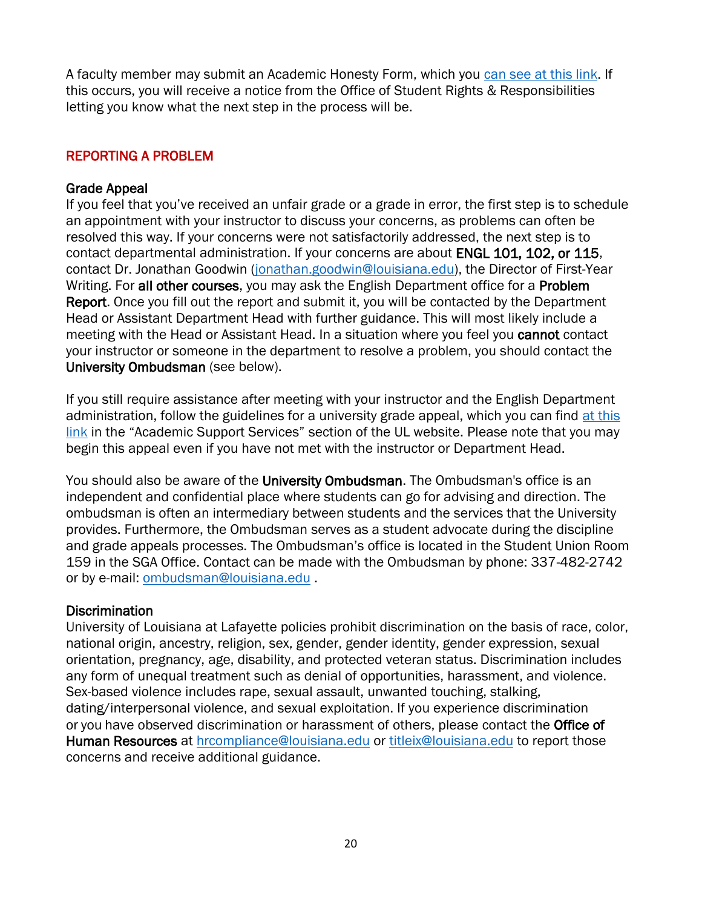A faculty member may submit an Academic Honesty Form, which you can see at this link. If this occurs, you will receive a notice from the Office of Student Rights & Responsibilities letting you know what the next step in the process will be.

## REPORTING A PROBLEM

### Grade Appeal

If you feel that you've received an unfair grade or a grade in error, the first step is to schedule an appointment with your instructor to discuss your concerns, as problems can often be resolved this way. If your concerns were not satisfactorily addressed, the next step is to contact departmental administration. If your concerns are about **ENGL 101, 102, or 115**, contact Dr. Jonathan Goodwin (jonathan.goodwin@louisiana.edu), the Director of First-Year Writing. For **all other courses**, you may ask the English Department office for a **Problem Report**. Once you fill out the report and submit it, you will be contacted by the Department Head or Assistant Department Head with further guidance. This will most likely include a meeting with the Head or Assistant Head. In a situation where you feel you **cannot** contact your instructor or someone in the department to resolve a problem, you should contact the **University Ombudsman** (see below).

If you still require assistance after meeting with your instructor and the English Department administration, follow the guidelines for a university grade appeal, which you can find at this link in the "Academic Support Services" section of the UL website. Please note that you may begin this appeal even if you have not met with the instructor or Department Head.

You should also be aware of the **University Ombudsman**. The Ombudsman's office is an independent and confidential place where students can go for advising and direction. The ombudsman is often an intermediary between students and the services that the University provides. Furthermore, the Ombudsman serves as a student advocate during the discipline and grade appeals processes. The Ombudsman's office is located in the Student Union Room 159 in the SGA Office. Contact can be made with the Ombudsman by phone: 337-482-2742 or by e-mail: ombudsman@louisiana.edu .

### Discrimination

University of Louisiana at Lafayette policies prohibit discrimination on the basis of race, color, national origin, ancestry, religion, sex, gender, gender identity, gender expression, sexual orientation, pregnancy, age, disability, and protected veteran status. Discrimination includes any form of unequal treatment such as denial of opportunities, harassment, and violence. Sex-based violence includes rape, sexual assault, unwanted touching, stalking, dating/interpersonal violence, and sexual exploitation. If you experience discrimination or you have observed discrimination or harassment of others, please contact the **Office of Human Resources** at hrcompliance@louisiana.edu or titleix@louisiana.edu to report those concerns and receive additional guidance.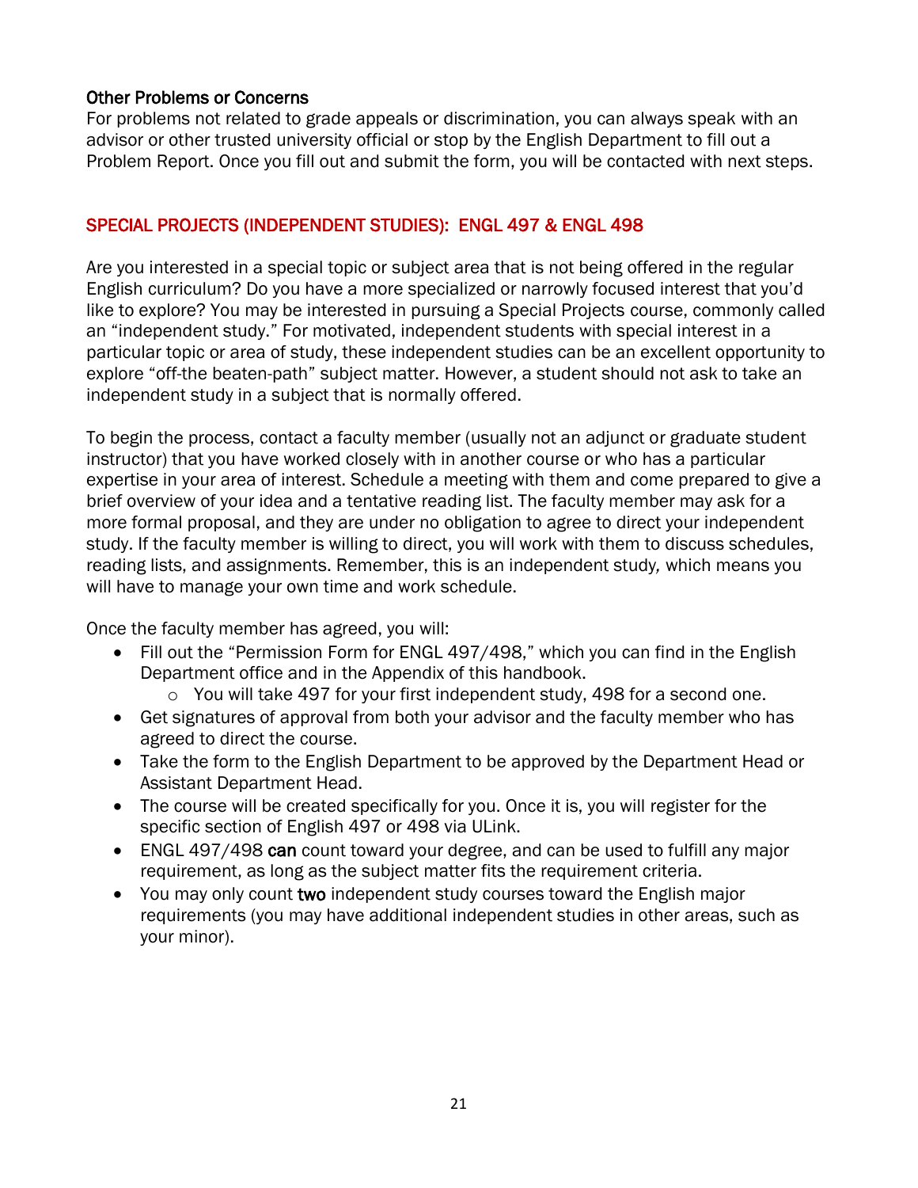### Other Problems or Concerns

For problems not related to grade appeals or discrimination, you can always speak with an advisor or other trusted university official or stop by the English Department to fill out a Problem Report. Once you fill out and submit the form, you will be contacted with next steps.

## SPECIAL PROJECTS (INDEPENDENT STUDIES): ENGL 497 & ENGL 498

Are you interested in a special topic or subject area that is not being offered in the regular English curriculum? Do you have a more specialized or narrowly focused interest that you'd like to explore? You may be interested in pursuing a Special Projects course, commonly called an "independent study." For motivated, independent students with special interest in a particular topic or area of study, these independent studies can be an excellent opportunity to explore "off-the beaten-path" subject matter. However, a student should not ask to take an independent study in a subject that is normally offered.

To begin the process, contact a faculty member (usually not an adjunct or graduate student instructor) that you have worked closely with in another course or who has a particular expertise in your area of interest. Schedule a meeting with them and come prepared to give a brief overview of your idea and a tentative reading list. The faculty member may ask for a more formal proposal, and they are under no obligation to agree to direct your independent study. If the faculty member is willing to direct, you will work with them to discuss schedules, reading lists, and assignments. Remember, this is an independent study, which means you will have to manage your own time and work schedule.

Once the faculty member has agreed, you will:

- Fill out the "Permission Form for ENGL 497/498," which you can find in the English Department office and in the Appendix of this handbook.
  - You will take 497 for your first independent study, 498 for a second one.
- Get signatures of approval from both your advisor and the faculty member who has agreed to direct the course.
- Take the form to the English Department to be approved by the Department Head or Assistant Department Head.
- The course will be created specifically for you. Once it is, you will register for the specific section of English 497 or 498 via ULink.
- ENGL 497/498 **can** count toward your degree, and can be used to fulfill any major requirement, as long as the subject matter fits the requirement criteria.
- You may only count **two** independent study courses toward the English major requirements (you may have additional independent studies in other areas, such as your minor).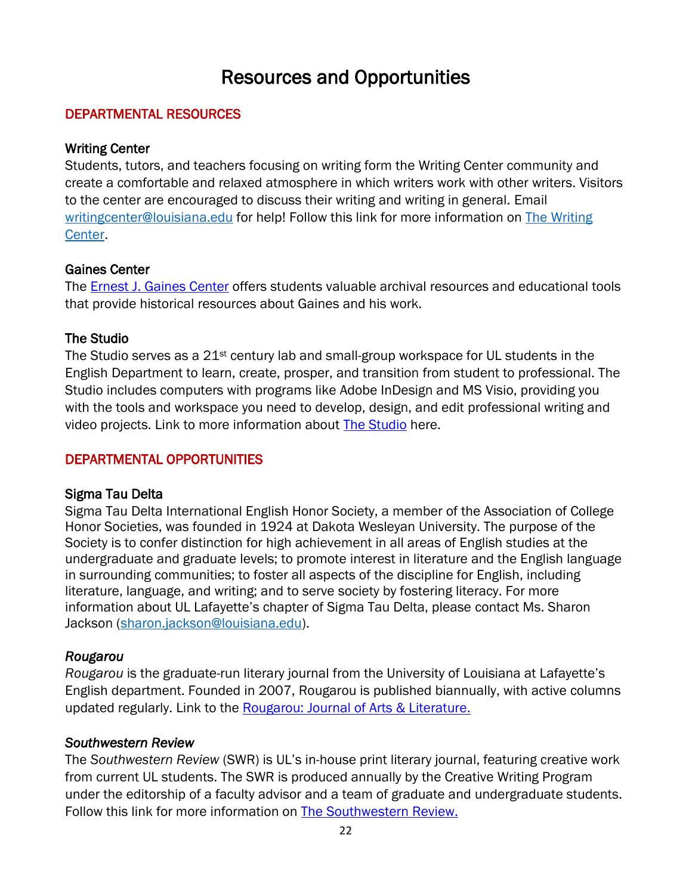# Resources and Opportunities

## DEPARTMENTAL RESOURCES

### Writing Center

Students, tutors, and teachers focusing on writing form the Writing Center community and create a comfortable and relaxed atmosphere in which writers work with other writers. Visitors to the center are encouraged to discuss their writing and writing in general. Email writingcenter@louisiana.edu for help! Follow this link for more information on The Writing Center.

### Gaines Center

The Ernest J. Gaines Center offers students valuable archival resources and educational tools that provide historical resources about Gaines and his work.

### The Studio

The Studio serves as a 21st century lab and small-group workspace for UL students in the English Department to learn, create, prosper, and transition from student to professional. The Studio includes computers with programs like Adobe InDesign and MS Visio, providing you with the tools and workspace you need to develop, design, and edit professional writing and video projects. Link to more information about The Studio here.

## DEPARTMENTAL OPPORTUNITIES

### Sigma Tau Delta

Sigma Tau Delta International English Honor Society, a member of the Association of College Honor Societies, was founded in 1924 at Dakota Wesleyan University. The purpose of the Society is to confer distinction for high achievement in all areas of English studies at the undergraduate and graduate levels; to promote interest in literature and the English language in surrounding communities; to foster all aspects of the discipline for English, including literature, language, and writing; and to serve society by fostering literacy. For more information about UL Lafayette's chapter of Sigma Tau Delta, please contact Ms. Sharon Jackson (sharon.jackson@louisiana.edu).

### *Rougarou*

*Rougarou* is the graduate-run literary journal from the University of Louisiana at Lafayette's English department. Founded in 2007, Rougarou is published biannually, with active columns updated regularly. Link to the Rougarou: Journal of Arts & Literature.

### *Southwestern Review*

The *Southwestern Review* (SWR) is UL's in-house print literary journal, featuring creative work from current UL students. The SWR is produced annually by the Creative Writing Program under the editorship of a faculty advisor and a team of graduate and undergraduate students. Follow this link for more information on The Southwestern Review.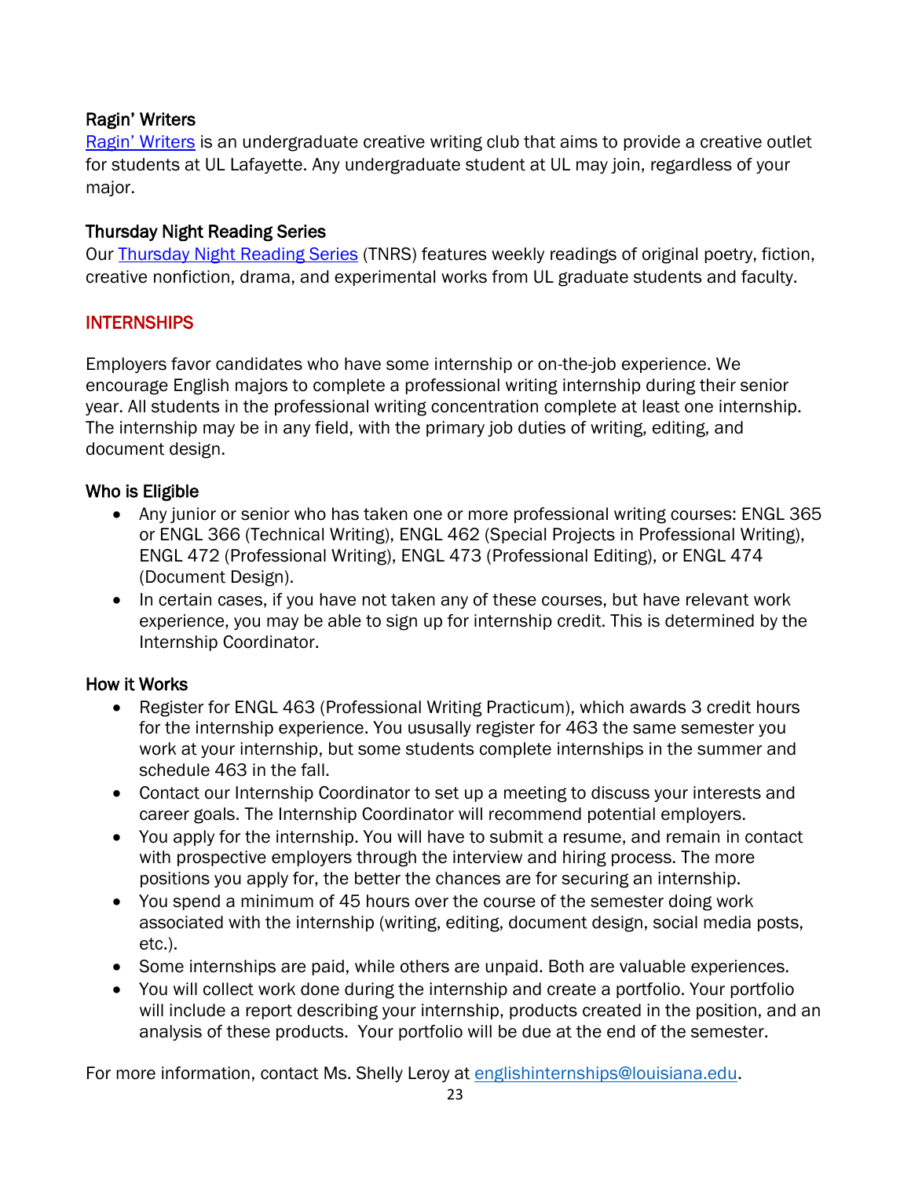### Ragin' Writers

Ragin' Writers is an undergraduate creative writing club that aims to provide a creative outlet for students at UL Lafayette. Any undergraduate student at UL may join, regardless of your major.

### Thursday Night Reading Series

Our Thursday Night Reading Series (TNRS) features weekly readings of original poetry, fiction, creative nonfiction, drama, and experimental works from UL graduate students and faculty.

## INTERNSHIPS

Employers favor candidates who have some internship or on-the-job experience. We encourage English majors to complete a professional writing internship during their senior year. All students in the professional writing concentration complete at least one internship. The internship may be in any field, with the primary job duties of writing, editing, and document design.

### Who is Eligible

- Any junior or senior who has taken one or more professional writing courses: ENGL 365 or ENGL 366 (Technical Writing), ENGL 462 (Special Projects in Professional Writing), ENGL 472 (Professional Writing), ENGL 473 (Professional Editing), or ENGL 474 (Document Design).
- In certain cases, if you have not taken any of these courses, but have relevant work experience, you may be able to sign up for internship credit. This is determined by the Internship Coordinator.

### How it Works

- Register for ENGL 463 (Professional Writing Practicum), which awards 3 credit hours for the internship experience. You ususally register for 463 the same semester you work at your internship, but some students complete internships in the summer and schedule 463 in the fall.
- Contact our Internship Coordinator to set up a meeting to discuss your interests and career goals. The Internship Coordinator will recommend potential employers.
- You apply for the internship. You will have to submit a resume, and remain in contact with prospective employers through the interview and hiring process. The more positions you apply for, the better the chances are for securing an internship.
- You spend a minimum of 45 hours over the course of the semester doing work associated with the internship (writing, editing, document design, social media posts, etc.).
- Some internships are paid, while others are unpaid. Both are valuable experiences.
- You will collect work done during the internship and create a portfolio. Your portfolio will include a report describing your internship, products created in the position, and an analysis of these products. Your portfolio will be due at the end of the semester.

For more information, contact Ms. Shelly Leroy at englishinternships@louisiana.edu.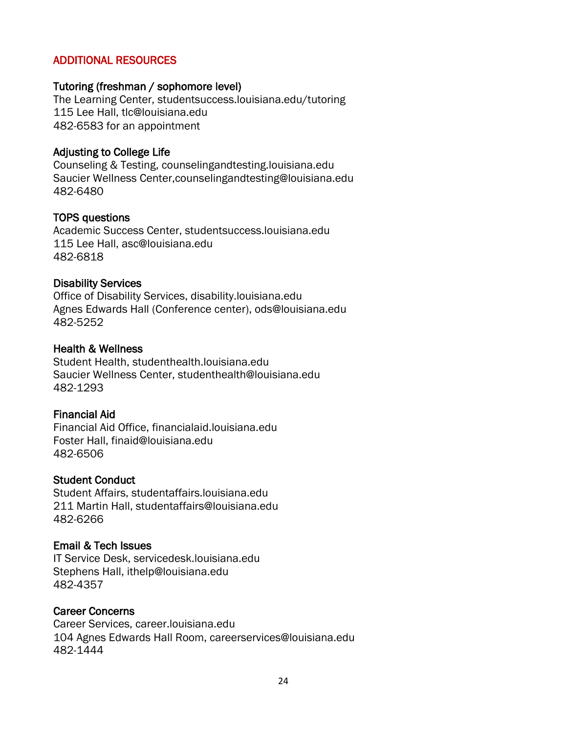## ADDITIONAL RESOURCES

### Tutoring (freshman / sophomore level)

The Learning Center, studentsuccess.louisiana.edu/tutoring
115 Lee Hall, tlc@louisiana.edu
482-6583 for an appointment

### Adjusting to College Life

Counseling & Testing, counselingandtesting.louisiana.edu
Saucier Wellness Center,counselingandtesting@louisiana.edu
482-6480

### TOPS questions

Academic Success Center, studentsuccess.louisiana.edu
115 Lee Hall, asc@louisiana.edu
482-6818

### Disability Services

Office of Disability Services, disability.louisiana.edu
Agnes Edwards Hall (Conference center), ods@louisiana.edu
482-5252

### Health & Wellness

Student Health, studenthealth.louisiana.edu
Saucier Wellness Center, studenthealth@louisiana.edu
482-1293

### Financial Aid

Financial Aid Office, financialaid.louisiana.edu
Foster Hall, finaid@louisiana.edu
482-6506

### Student Conduct

Student Affairs, studentaffairs.louisiana.edu
211 Martin Hall, studentaffairs@louisiana.edu
482-6266

### Email & Tech Issues

IT Service Desk, servicedesk.louisiana.edu
Stephens Hall, ithelp@louisiana.edu
482-4357

### Career Concerns

Career Services, career.louisiana.edu
104 Agnes Edwards Hall Room, careerservices@louisiana.edu
482-1444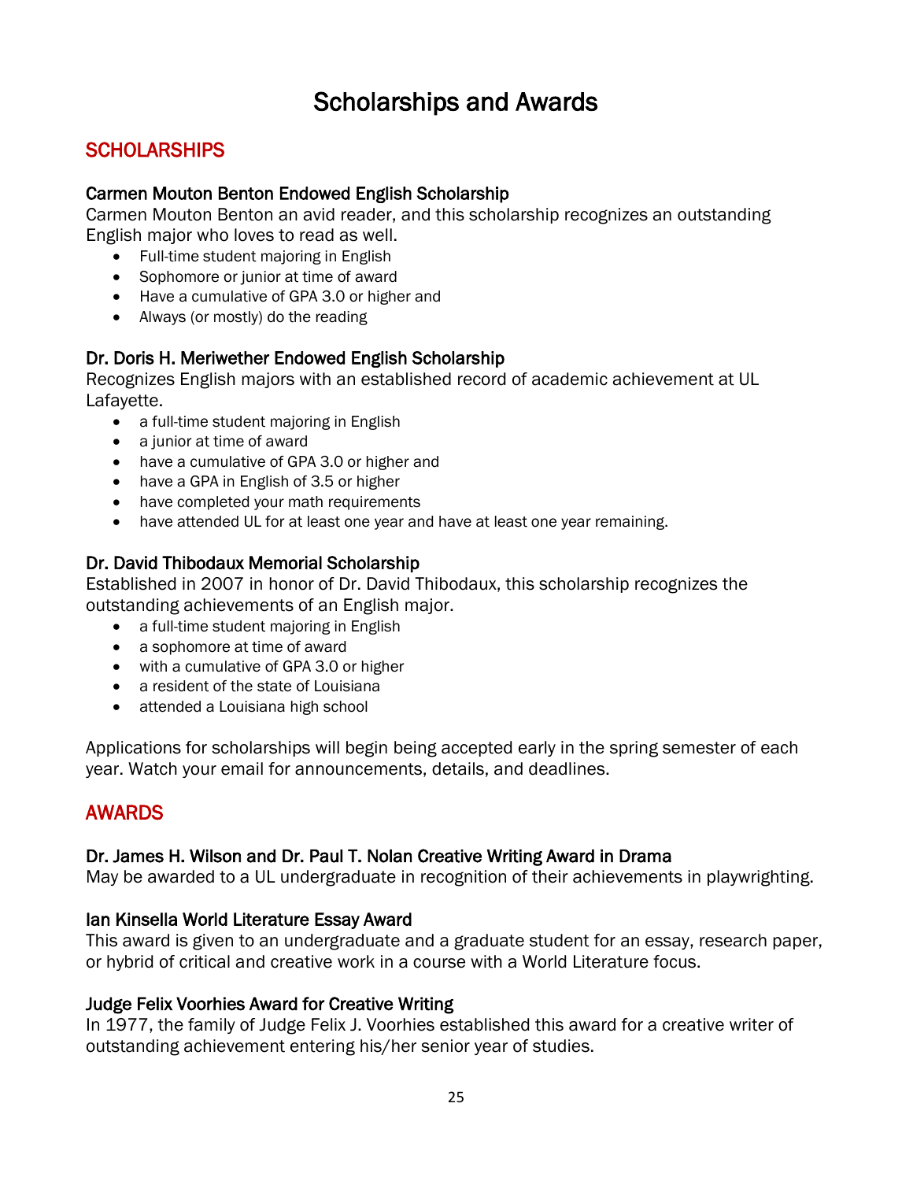# Scholarships and Awards

## SCHOLARSHIPS

### Carmen Mouton Benton Endowed English Scholarship

Carmen Mouton Benton an avid reader, and this scholarship recognizes an outstanding English major who loves to read as well.

- Full-time student majoring in English
- Sophomore or junior at time of award
- Have a cumulative of GPA 3.0 or higher and
- Always (or mostly) do the reading

### Dr. Doris H. Meriwether Endowed English Scholarship

Recognizes English majors with an established record of academic achievement at UL Lafayette.

- a full-time student majoring in English
- a junior at time of award
- have a cumulative of GPA 3.0 or higher and
- have a GPA in English of 3.5 or higher
- have completed your math requirements
- have attended UL for at least one year and have at least one year remaining.

### Dr. David Thibodaux Memorial Scholarship

Established in 2007 in honor of Dr. David Thibodaux, this scholarship recognizes the outstanding achievements of an English major.

- a full-time student majoring in English
- a sophomore at time of award
- with a cumulative of GPA 3.0 or higher
- a resident of the state of Louisiana
- attended a Louisiana high school

Applications for scholarships will begin being accepted early in the spring semester of each year. Watch your email for announcements, details, and deadlines.

## AWARDS

### Dr. James H. Wilson and Dr. Paul T. Nolan Creative Writing Award in Drama

May be awarded to a UL undergraduate in recognition of their achievements in playwrighting.

### Ian Kinsella World Literature Essay Award

This award is given to an undergraduate and a graduate student for an essay, research paper, or hybrid of critical and creative work in a course with a World Literature focus.

### Judge Felix Voorhies Award for Creative Writing

In 1977, the family of Judge Felix J. Voorhies established this award for a creative writer of outstanding achievement entering his/her senior year of studies.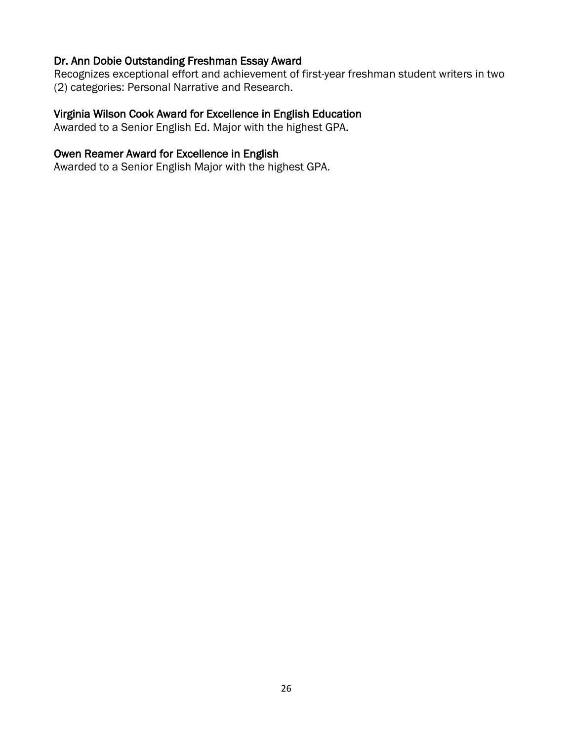### Dr. Ann Dobie Outstanding Freshman Essay Award

Recognizes exceptional effort and achievement of first-year freshman student writers in two (2) categories: Personal Narrative and Research.

### Virginia Wilson Cook Award for Excellence in English Education

Awarded to a Senior English Ed. Major with the highest GPA.

### Owen Reamer Award for Excellence in English

Awarded to a Senior English Major with the highest GPA.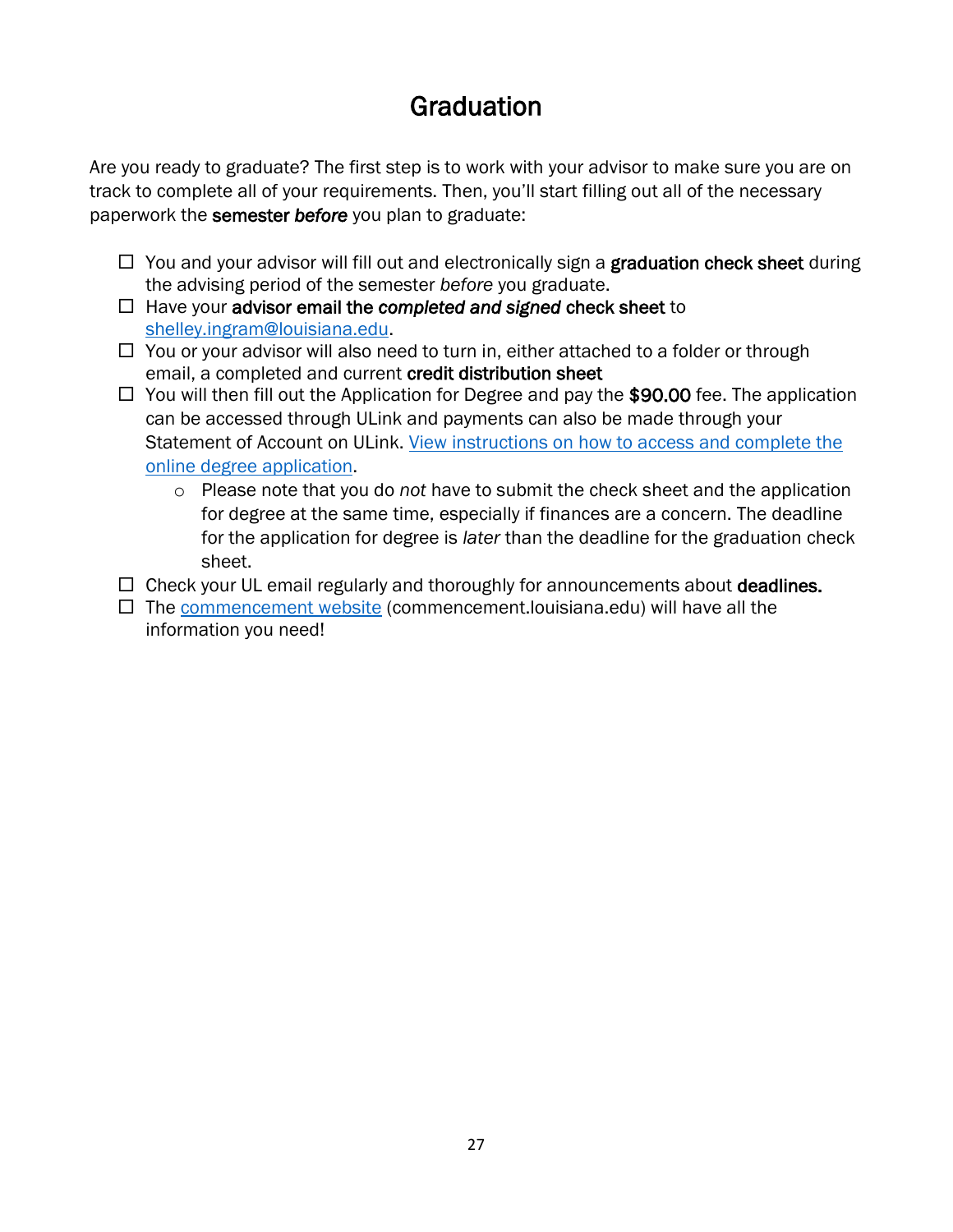# Graduation

Are you ready to graduate? The first step is to work with your advisor to make sure you are on track to complete all of your requirements. Then, you'll start filling out all of the necessary paperwork the **semester *before*** you plan to graduate:

- ☐ You and your advisor will fill out and electronically sign a **graduation check sheet** during the advising period of the semester *before* you graduate.
- ☐ Have your **advisor email the *completed and signed* check sheet** to [shelley.ingram@louisiana.edu](mailto:shelley.ingram@louisiana.edu).
- ☐ You or your advisor will also need to turn in, either attached to a folder or through email, a completed and current **credit distribution sheet**
- ☐ You will then fill out the Application for Degree and pay the **$90.00** fee. The application can be accessed through ULink and payments can also be made through your Statement of Account on ULink. View instructions on how to access and complete the online degree application.
  - Please note that you do *not* have to submit the check sheet and the application for degree at the same time, especially if finances are a concern. The deadline for the application for degree is *later* than the deadline for the graduation check sheet.
- ☐ Check your UL email regularly and thoroughly for announcements about **deadlines.**
- ☐ The commencement website (commencement.louisiana.edu) will have all the information you need!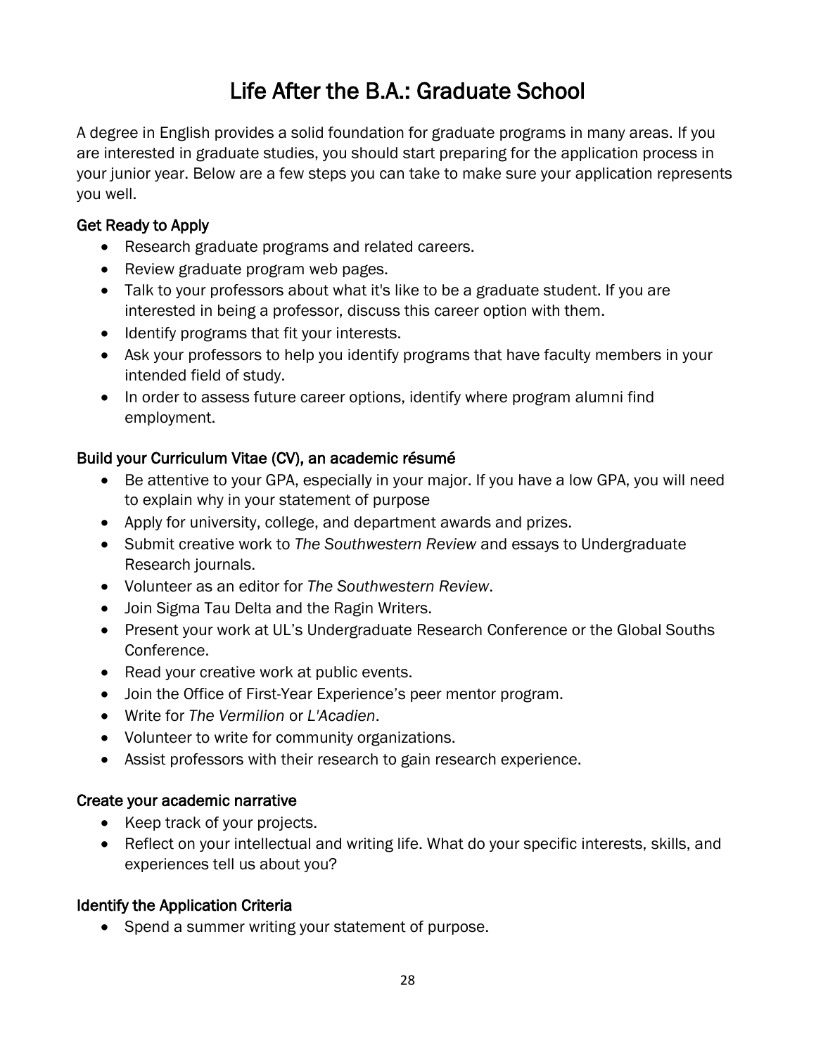# Life After the B.A.: Graduate School

A degree in English provides a solid foundation for graduate programs in many areas. If you are interested in graduate studies, you should start preparing for the application process in your junior year. Below are a few steps you can take to make sure your application represents you well.

### Get Ready to Apply

- Research graduate programs and related careers.
- Review graduate program web pages.
- Talk to your professors about what it's like to be a graduate student. If you are interested in being a professor, discuss this career option with them.
- Identify programs that fit your interests.
- Ask your professors to help you identify programs that have faculty members in your intended field of study.
- In order to assess future career options, identify where program alumni find employment.

### Build your Curriculum Vitae (CV), an academic résumé

- Be attentive to your GPA, especially in your major. If you have a low GPA, you will need to explain why in your statement of purpose
- Apply for university, college, and department awards and prizes.
- Submit creative work to *The Southwestern Review* and essays to Undergraduate Research journals.
- Volunteer as an editor for *The Southwestern Review*.
- Join Sigma Tau Delta and the Ragin Writers.
- Present your work at UL's Undergraduate Research Conference or the Global Souths Conference.
- Read your creative work at public events.
- Join the Office of First-Year Experience's peer mentor program.
- Write for *The Vermilion* or *L'Acadien*.
- Volunteer to write for community organizations.
- Assist professors with their research to gain research experience.

### Create your academic narrative

- Keep track of your projects.
- Reflect on your intellectual and writing life. What do your specific interests, skills, and experiences tell us about you?

### Identify the Application Criteria

- Spend a summer writing your statement of purpose.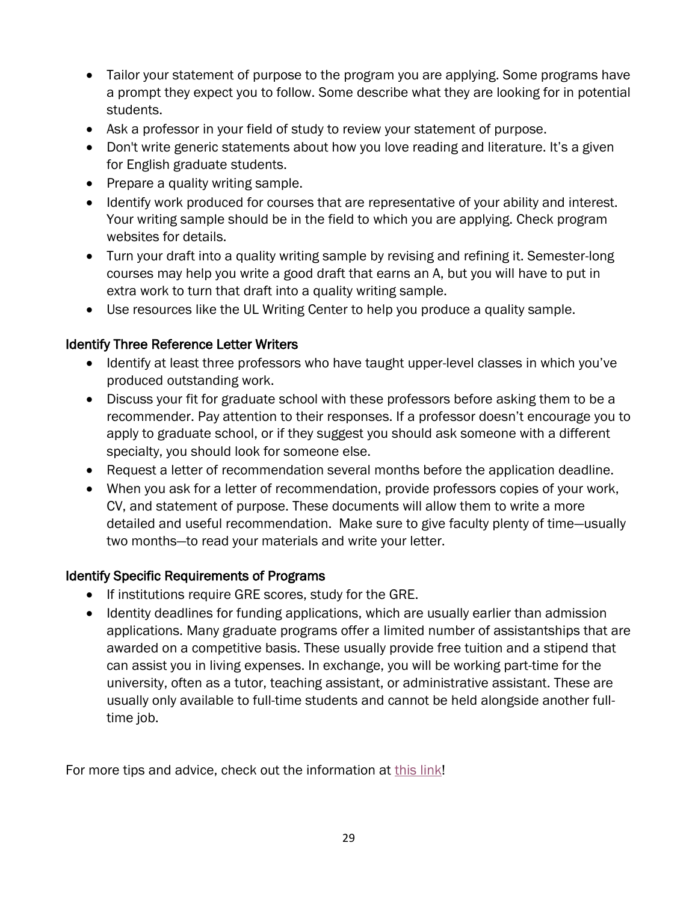- Tailor your statement of purpose to the program you are applying. Some programs have a prompt they expect you to follow. Some describe what they are looking for in potential students.
- Ask a professor in your field of study to review your statement of purpose.
- Don't write generic statements about how you love reading and literature. It's a given for English graduate students.
- Prepare a quality writing sample.
- Identify work produced for courses that are representative of your ability and interest. Your writing sample should be in the field to which you are applying. Check program websites for details.
- Turn your draft into a quality writing sample by revising and refining it. Semester-long courses may help you write a good draft that earns an A, but you will have to put in extra work to turn that draft into a quality writing sample.
- Use resources like the UL Writing Center to help you produce a quality sample.

### Identify Three Reference Letter Writers

- Identify at least three professors who have taught upper-level classes in which you've produced outstanding work.
- Discuss your fit for graduate school with these professors before asking them to be a recommender. Pay attention to their responses. If a professor doesn't encourage you to apply to graduate school, or if they suggest you should ask someone with a different specialty, you should look for someone else.
- Request a letter of recommendation several months before the application deadline.
- When you ask for a letter of recommendation, provide professors copies of your work, CV, and statement of purpose. These documents will allow them to write a more detailed and useful recommendation. Make sure to give faculty plenty of time—usually two months—to read your materials and write your letter.

### Identify Specific Requirements of Programs

- If institutions require GRE scores, study for the GRE.
- Identity deadlines for funding applications, which are usually earlier than admission applications. Many graduate programs offer a limited number of assistantships that are awarded on a competitive basis. These usually provide free tuition and a stipend that can assist you in living expenses. In exchange, you will be working part-time for the university, often as a tutor, teaching assistant, or administrative assistant. These are usually only available to full-time students and cannot be held alongside another full-time job.

For more tips and advice, check out the information at this link!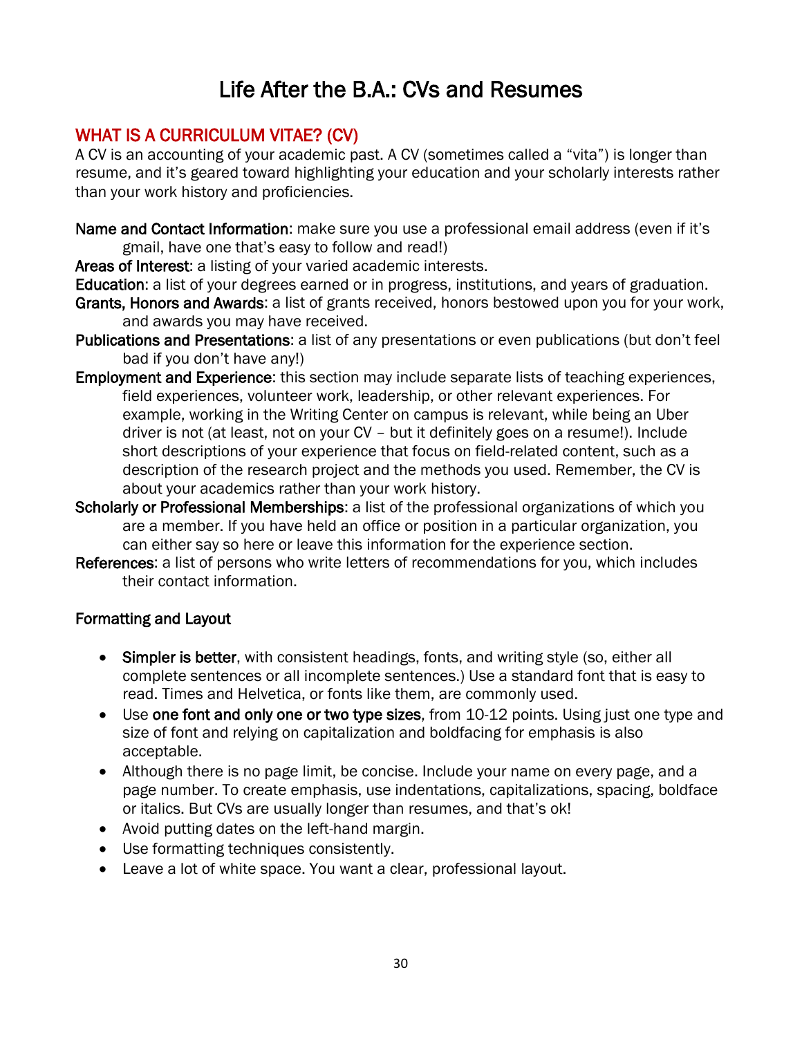# Life After the B.A.: CVs and Resumes

## WHAT IS A CURRICULUM VITAE? (CV)

A CV is an accounting of your academic past. A CV (sometimes called a "vita") is longer than resume, and it's geared toward highlighting your education and your scholarly interests rather than your work history and proficiencies.

**Name and Contact Information**: make sure you use a professional email address (even if it's gmail, have one that's easy to follow and read!)

**Areas of Interest**: a listing of your varied academic interests.

**Education**: a list of your degrees earned or in progress, institutions, and years of graduation.

**Grants, Honors and Awards**: a list of grants received, honors bestowed upon you for your work, and awards you may have received.

**Publications and Presentations**: a list of any presentations or even publications (but don't feel bad if you don't have any!)

**Employment and Experience**: this section may include separate lists of teaching experiences, field experiences, volunteer work, leadership, or other relevant experiences. For example, working in the Writing Center on campus is relevant, while being an Uber driver is not (at least, not on your CV – but it definitely goes on a resume!). Include short descriptions of your experience that focus on field-related content, such as a description of the research project and the methods you used. Remember, the CV is about your academics rather than your work history.

**Scholarly or Professional Memberships**: a list of the professional organizations of which you are a member. If you have held an office or position in a particular organization, you can either say so here or leave this information for the experience section.

**References**: a list of persons who write letters of recommendations for you, which includes their contact information.

### Formatting and Layout

- **Simpler is better**, with consistent headings, fonts, and writing style (so, either all complete sentences or all incomplete sentences.) Use a standard font that is easy to read. Times and Helvetica, or fonts like them, are commonly used.
- Use **one font and only one or two type sizes**, from 10-12 points. Using just one type and size of font and relying on capitalization and boldfacing for emphasis is also acceptable.
- Although there is no page limit, be concise. Include your name on every page, and a page number. To create emphasis, use indentations, capitalizations, spacing, boldface or italics. But CVs are usually longer than resumes, and that's ok!
- Avoid putting dates on the left-hand margin.
- Use formatting techniques consistently.
- Leave a lot of white space. You want a clear, professional layout.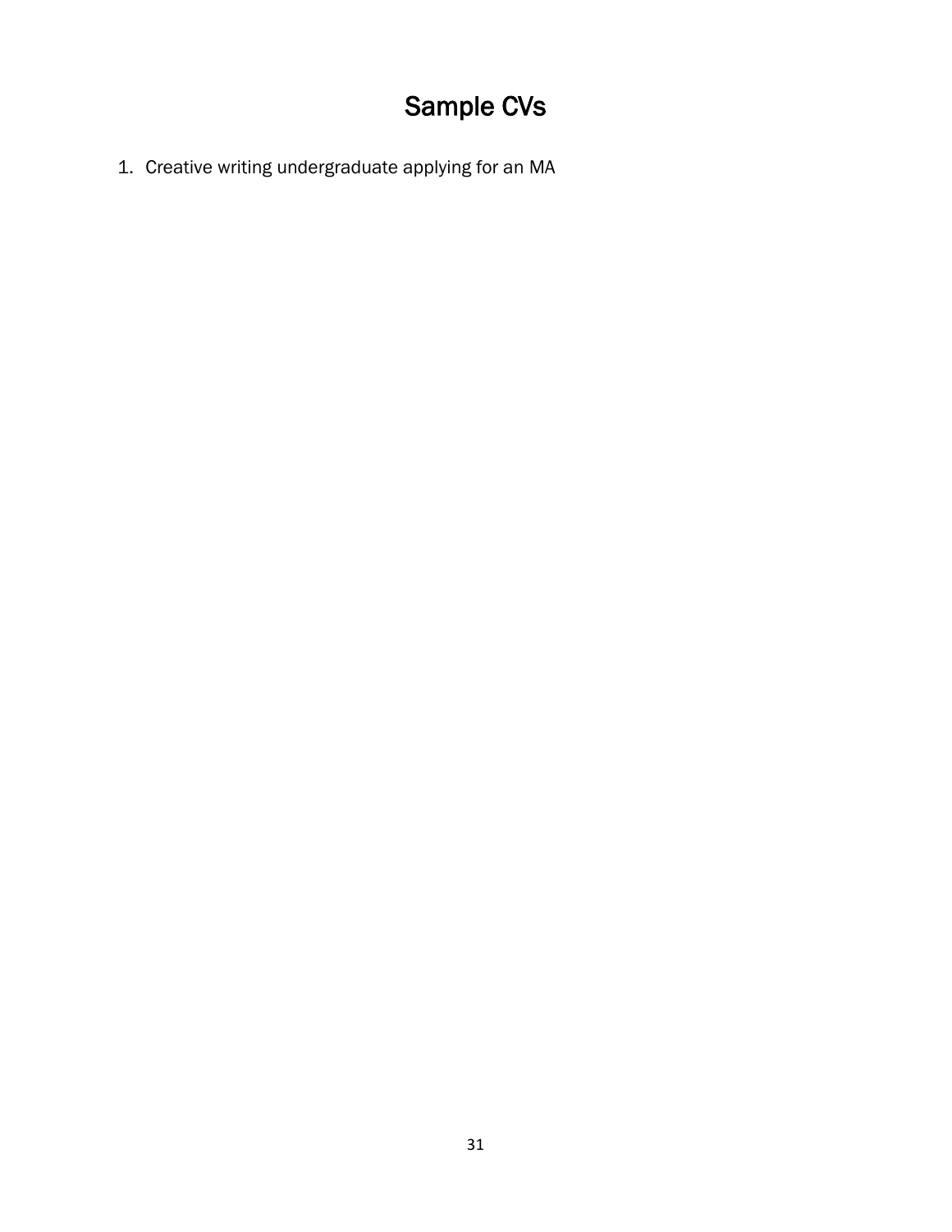# Sample CVs

1. Creative writing undergraduate applying for an MA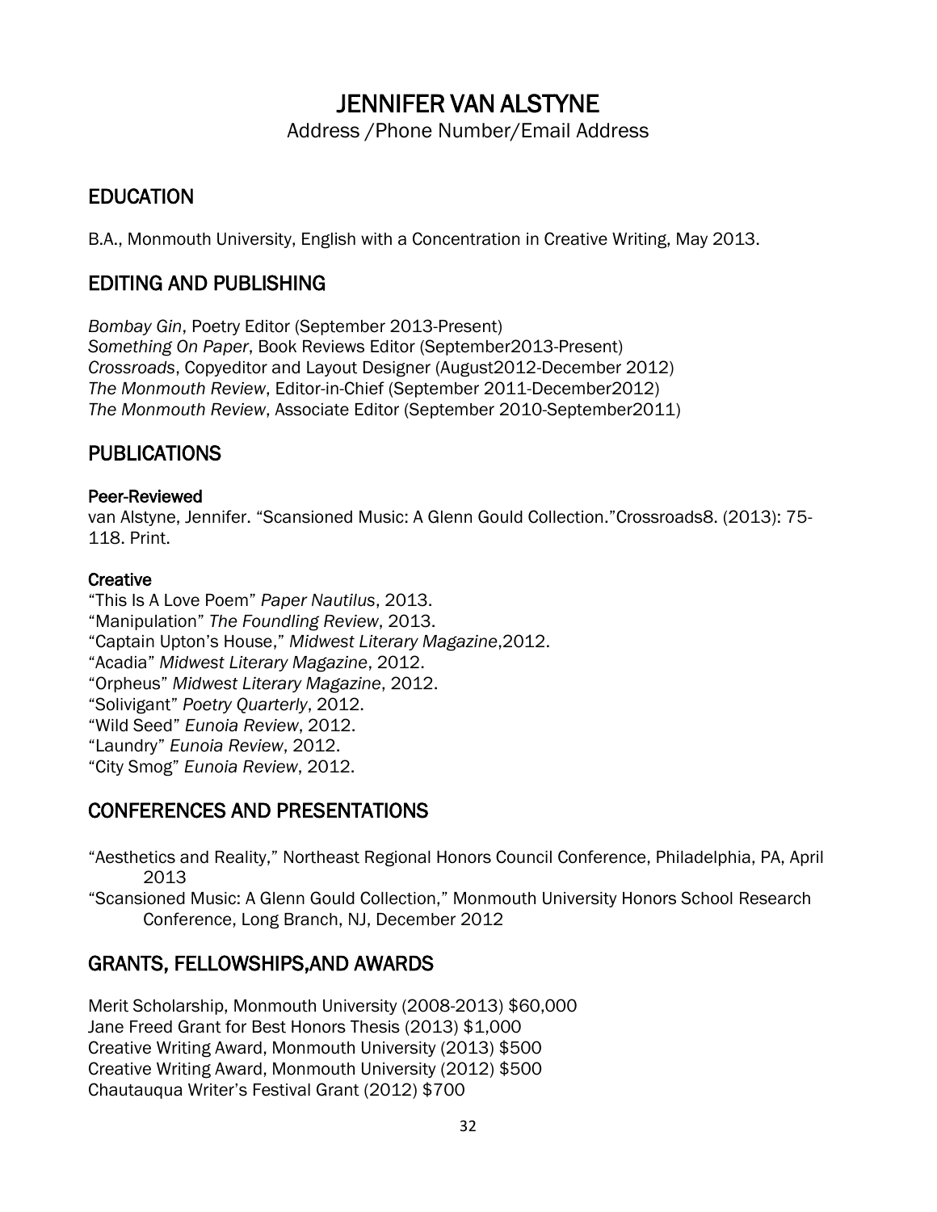# JENNIFER VAN ALSTYNE

Address /Phone Number/Email Address

## EDUCATION

B.A., Monmouth University, English with a Concentration in Creative Writing, May 2013.

## EDITING AND PUBLISHING

*Bombay Gin*, Poetry Editor (September 2013-Present)
*Something On Paper*, Book Reviews Editor (September2013-Present)
*Crossroads*, Copyeditor and Layout Designer (August2012-December 2012)
*The Monmouth Review*, Editor-in-Chief (September 2011-December2012)
*The Monmouth Review*, Associate Editor (September 2010-September2011)

## PUBLICATIONS

### Peer-Reviewed

van Alstyne, Jennifer. "Scansioned Music: A Glenn Gould Collection."Crossroads8. (2013): 75-118. Print.

### Creative

"This Is A Love Poem" *Paper Nautilus*, 2013.
"Manipulation" *The Foundling Review*, 2013.
"Captain Upton's House," *Midwest Literary Magazine*,2012.
"Acadia" *Midwest Literary Magazine*, 2012.
"Orpheus" *Midwest Literary Magazine*, 2012.
"Solivigant" *Poetry Quarterly*, 2012.
"Wild Seed" *Eunoia Review*, 2012.
"Laundry" *Eunoia Review*, 2012.
"City Smog" *Eunoia Review*, 2012.

## CONFERENCES AND PRESENTATIONS

"Aesthetics and Reality," Northeast Regional Honors Council Conference, Philadelphia, PA, April 2013
"Scansioned Music: A Glenn Gould Collection," Monmouth University Honors School Research Conference, Long Branch, NJ, December 2012

## GRANTS, FELLOWSHIPS,AND AWARDS

Merit Scholarship, Monmouth University (2008-2013) $60,000
Jane Freed Grant for Best Honors Thesis (2013) $1,000
Creative Writing Award, Monmouth University (2013) $500
Creative Writing Award, Monmouth University (2012) $500
Chautauqua Writer's Festival Grant (2012) $700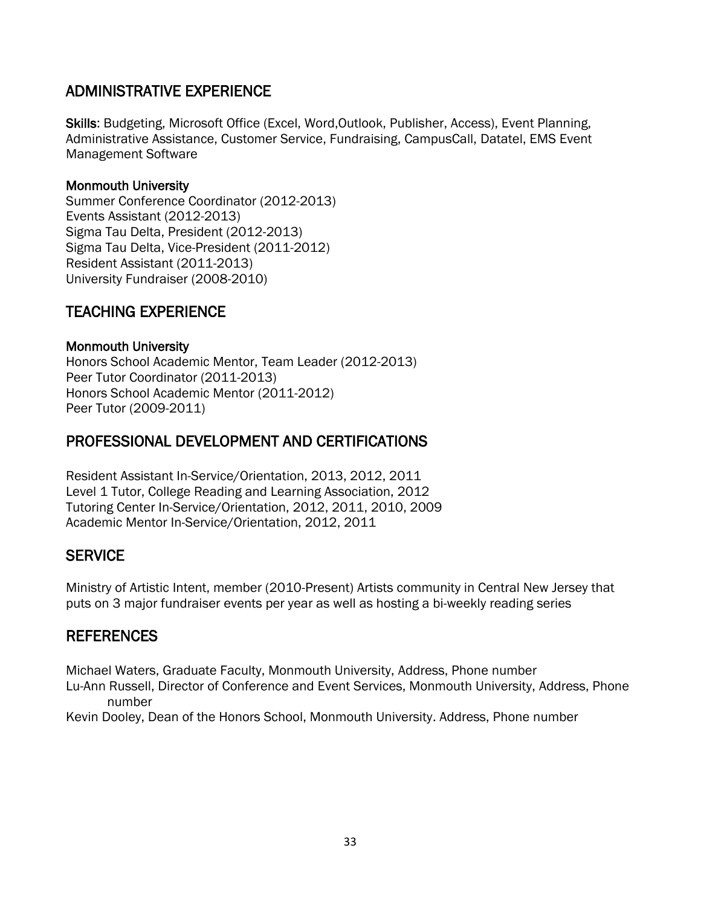## ADMINISTRATIVE EXPERIENCE

**Skills**: Budgeting, Microsoft Office (Excel, Word,Outlook, Publisher, Access), Event Planning, Administrative Assistance, Customer Service, Fundraising, CampusCall, Datatel, EMS Event Management Software

**Monmouth University**
Summer Conference Coordinator (2012-2013)
Events Assistant (2012-2013)
Sigma Tau Delta, President (2012-2013)
Sigma Tau Delta, Vice-President (2011-2012)
Resident Assistant (2011-2013)
University Fundraiser (2008-2010)

## TEACHING EXPERIENCE

**Monmouth University**
Honors School Academic Mentor, Team Leader (2012-2013)
Peer Tutor Coordinator (2011-2013)
Honors School Academic Mentor (2011-2012)
Peer Tutor (2009-2011)

## PROFESSIONAL DEVELOPMENT AND CERTIFICATIONS

Resident Assistant In-Service/Orientation, 2013, 2012, 2011
Level 1 Tutor, College Reading and Learning Association, 2012
Tutoring Center In-Service/Orientation, 2012, 2011, 2010, 2009
Academic Mentor In-Service/Orientation, 2012, 2011

## SERVICE

Ministry of Artistic Intent, member (2010-Present) Artists community in Central New Jersey that puts on 3 major fundraiser events per year as well as hosting a bi-weekly reading series

## REFERENCES

Michael Waters, Graduate Faculty, Monmouth University, Address, Phone number
Lu-Ann Russell, Director of Conference and Event Services, Monmouth University, Address, Phone number
Kevin Dooley, Dean of the Honors School, Monmouth University. Address, Phone number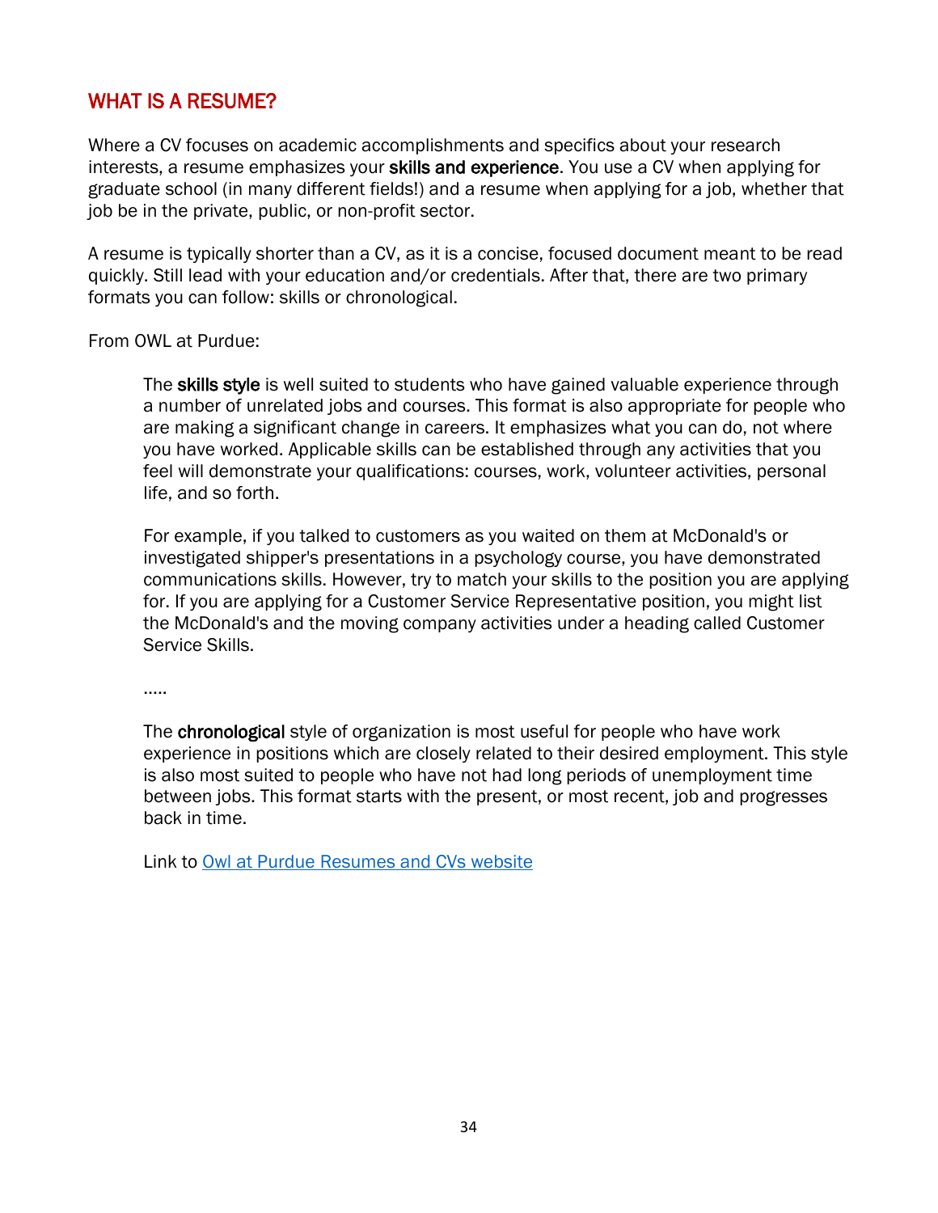## WHAT IS A RESUME?

Where a CV focuses on academic accomplishments and specifics about your research interests, a resume emphasizes your **skills and experience**. You use a CV when applying for graduate school (in many different fields!) and a resume when applying for a job, whether that job be in the private, public, or non-profit sector.

A resume is typically shorter than a CV, as it is a concise, focused document meant to be read quickly. Still lead with your education and/or credentials. After that, there are two primary formats you can follow: skills or chronological.

From OWL at Purdue:

> The **skills style** is well suited to students who have gained valuable experience through a number of unrelated jobs and courses. This format is also appropriate for people who are making a significant change in careers. It emphasizes what you can do, not where you have worked. Applicable skills can be established through any activities that you feel will demonstrate your qualifications: courses, work, volunteer activities, personal life, and so forth.
>
> For example, if you talked to customers as you waited on them at McDonald's or investigated shipper's presentations in a psychology course, you have demonstrated communications skills. However, try to match your skills to the position you are applying for. If you are applying for a Customer Service Representative position, you might list the McDonald's and the moving company activities under a heading called Customer Service Skills.
>
> .....
>
> The **chronological** style of organization is most useful for people who have work experience in positions which are closely related to their desired employment. This style is also most suited to people who have not had long periods of unemployment time between jobs. This format starts with the present, or most recent, job and progresses back in time.
>
> Link to Owl at Purdue Resumes and CVs website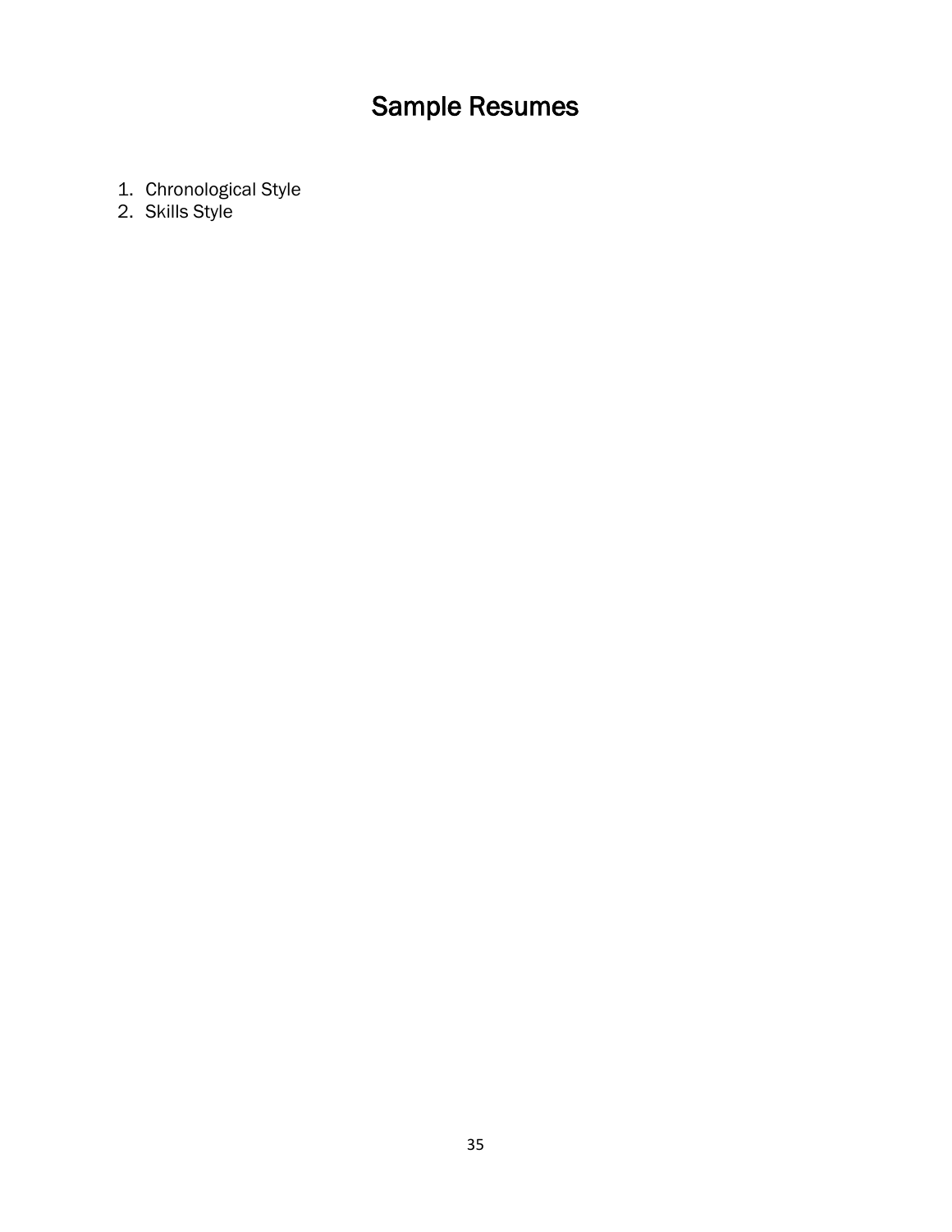# Sample Resumes

1. Chronological Style
2. Skills Style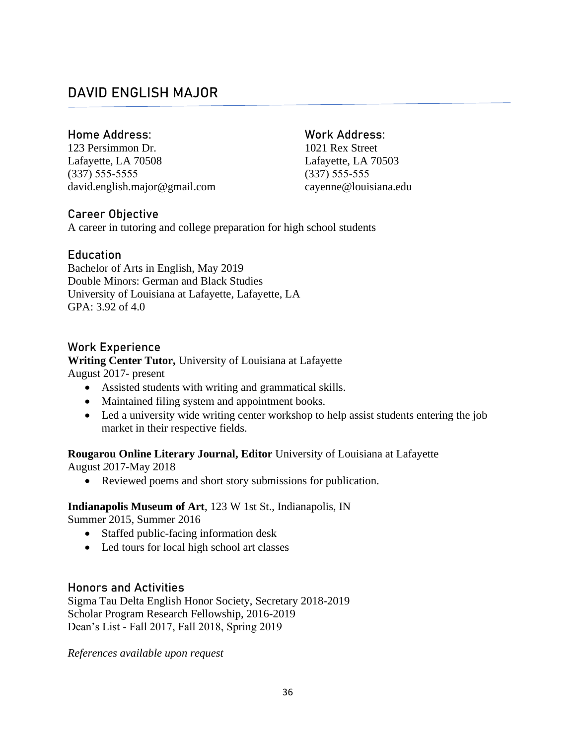# DAVID ENGLISH MAJOR

**Home Address:**
123 Persimmon Dr.
Lafayette, LA 70508
(337) 555-5555
david.english.major@gmail.com

**Work Address:**
1021 Rex Street
Lafayette, LA 70503
(337) 555-555
cayenne@louisiana.edu

## Career Objective

A career in tutoring and college preparation for high school students

## Education

Bachelor of Arts in English, May 2019
Double Minors: German and Black Studies
University of Louisiana at Lafayette, Lafayette, LA
GPA: 3.92 of 4.0

## Work Experience

**Writing Center Tutor,** University of Louisiana at Lafayette
August 2017- present

- Assisted students with writing and grammatical skills.
- Maintained filing system and appointment books.
- Led a university wide writing center workshop to help assist students entering the job market in their respective fields.

**Rougarou Online Literary Journal, Editor** University of Louisiana at Lafayette
August *2*017-May 2018

- Reviewed poems and short story submissions for publication.

**Indianapolis Museum of Art**, 123 W 1st St., Indianapolis, IN
Summer 2015, Summer 2016

- Staffed public-facing information desk
- Led tours for local high school art classes

## Honors and Activities

Sigma Tau Delta English Honor Society, Secretary 2018-2019
Scholar Program Research Fellowship, 2016-2019
Dean's List - Fall 2017, Fall 2018, Spring 2019

*References available upon request*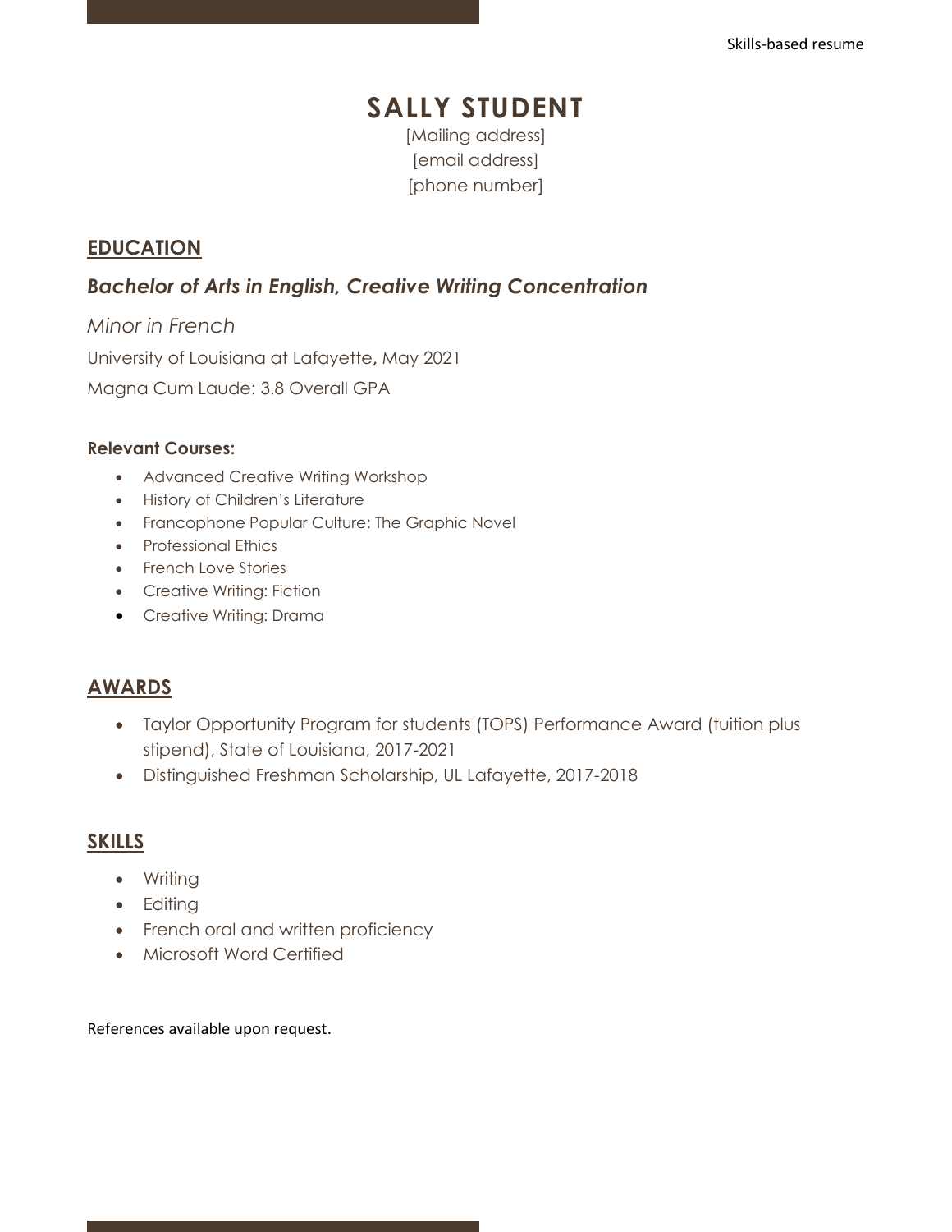Skills-based resume

# SALLY STUDENT

[Mailing address]
[email address]
[phone number]

## EDUCATION

### *Bachelor of Arts in English, Creative Writing Concentration*

*Minor in French*

University of Louisiana at Lafayette, May 2021

Magna Cum Laude: 3.8 Overall GPA

**Relevant Courses:**

- Advanced Creative Writing Workshop
- History of Children's Literature
- Francophone Popular Culture: The Graphic Novel
- Professional Ethics
- French Love Stories
- Creative Writing: Fiction
- Creative Writing: Drama

## AWARDS

- Taylor Opportunity Program for students (TOPS) Performance Award (tuition plus stipend), State of Louisiana, 2017-2021
- Distinguished Freshman Scholarship, UL Lafayette, 2017-2018

## SKILLS

- Writing
- Editing
- French oral and written proficiency
- Microsoft Word Certified

References available upon request.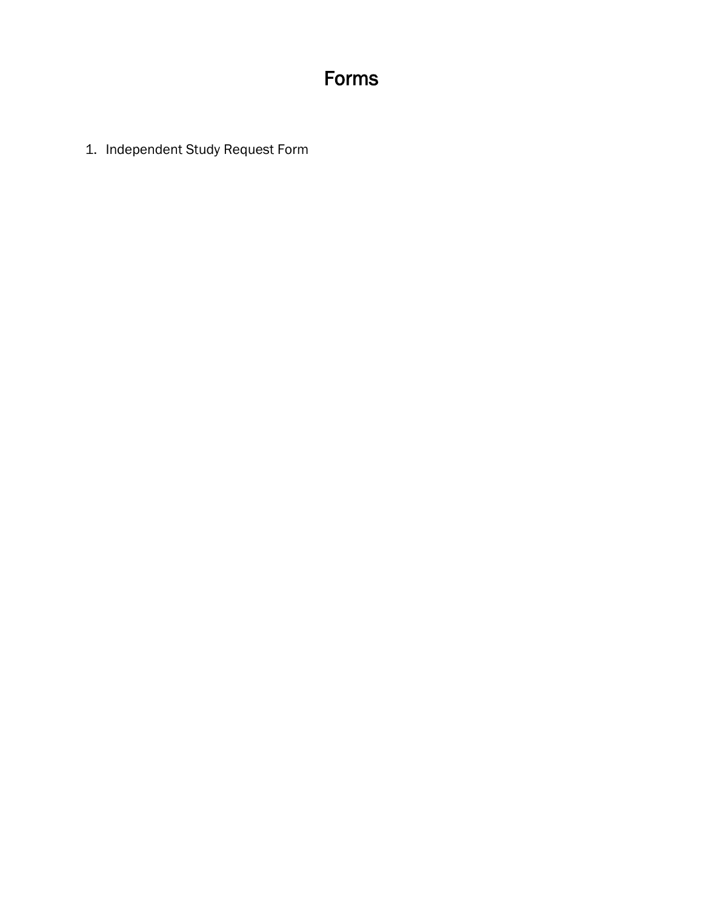# Forms

1. Independent Study Request Form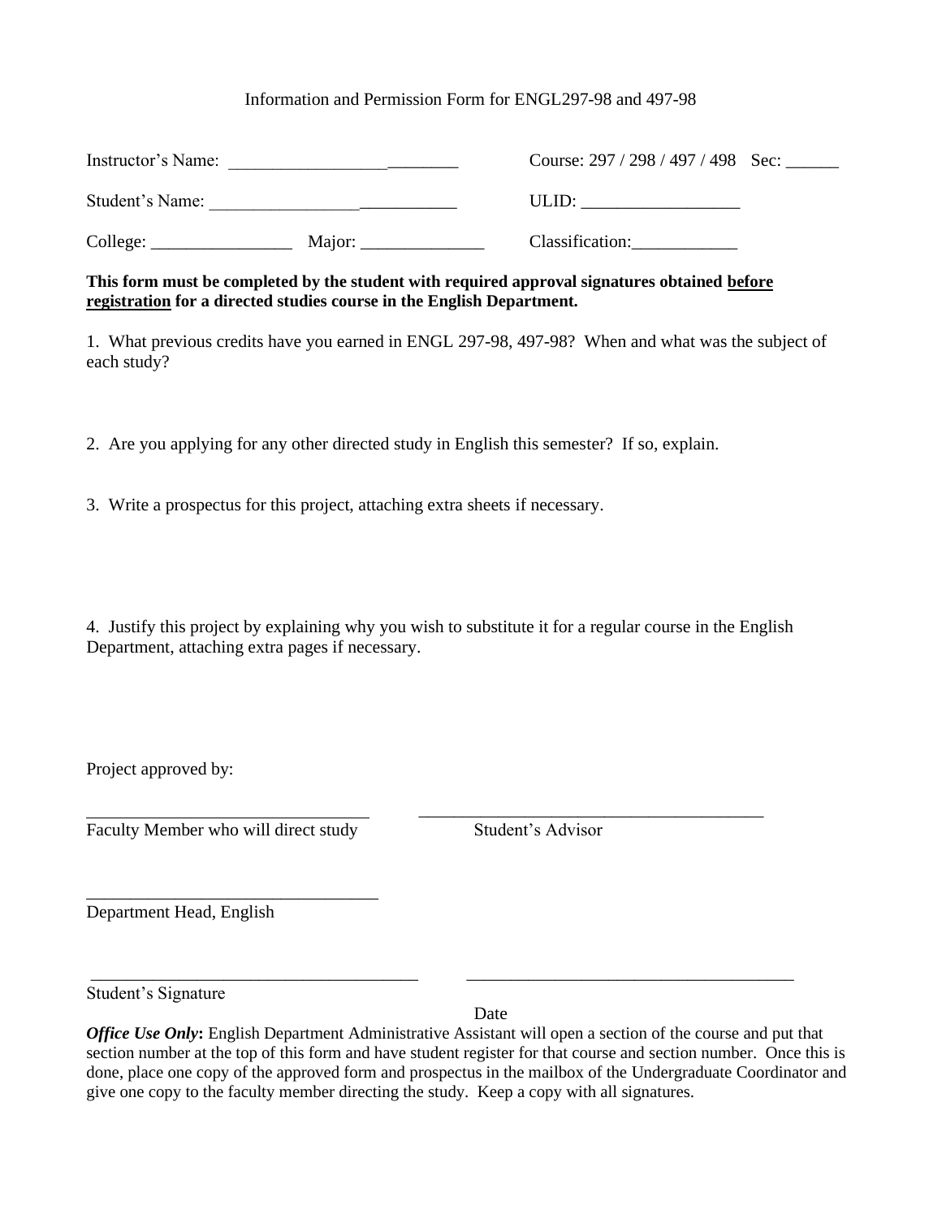Information and Permission Form for ENGL297-98 and 497-98

Instructor's Name: \_\_\_\_\_\_\_\_\_\_\_\_\_\_\_\_\_\_\_\_\_\_\_\_\_\_ Course: 297 / 298 / 497 / 498 Sec: \_\_\_\_\_\_

Student's Name: \_\_\_\_\_\_\_\_\_\_\_\_\_\_\_\_\_\_\_\_\_\_\_\_\_\_\_\_ ULID: \_\_\_\_\_\_\_\_\_\_\_\_\_\_\_\_\_\_

College: \_\_\_\_\_\_\_\_\_\_\_\_\_\_\_\_ Major: \_\_\_\_\_\_\_\_\_\_\_\_\_\_ Classification:\_\_\_\_\_\_\_\_\_\_\_\_

**This form must be completed by the student with required approval signatures obtained <u>before registration</u> for a directed studies course in the English Department.**

1. What previous credits have you earned in ENGL 297-98, 497-98? When and what was the subject of each study?

2. Are you applying for any other directed study in English this semester? If so, explain.

3. Write a prospectus for this project, attaching extra sheets if necessary.

4. Justify this project by explaining why you wish to substitute it for a regular course in the English Department, attaching extra pages if necessary.

Project approved by:

\_\_\_\_\_\_\_\_\_\_\_\_\_\_\_\_\_\_\_\_\_\_\_\_\_\_\_\_\_\_\_\_ \_\_\_\_\_\_\_\_\_\_\_\_\_\_\_\_\_\_\_\_\_\_\_\_\_\_\_\_\_\_\_\_\_\_\_\_\_\_\_
Faculty Member who will direct study Student's Advisor

\_\_\_\_\_\_\_\_\_\_\_\_\_\_\_\_\_\_\_\_\_\_\_\_\_\_\_\_\_\_\_\_\_
Department Head, English

\_\_\_\_\_\_\_\_\_\_\_\_\_\_\_\_\_\_\_\_\_\_\_\_\_\_\_\_\_\_\_\_\_\_\_\_\_ \_\_\_\_\_\_\_\_\_\_\_\_\_\_\_\_\_\_\_\_\_\_\_\_\_\_\_\_\_\_\_\_\_\_\_\_\_
Student's Signature Date

***Office Use Only*:** English Department Administrative Assistant will open a section of the course and put that section number at the top of this form and have student register for that course and section number. Once this is done, place one copy of the approved form and prospectus in the mailbox of the Undergraduate Coordinator and give one copy to the faculty member directing the study. Keep a copy with all signatures.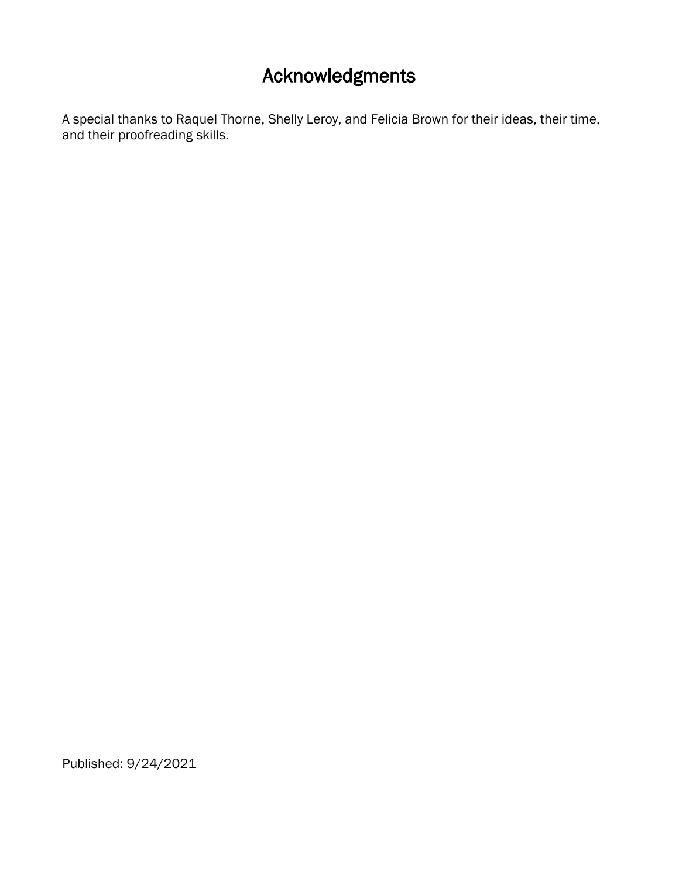# Acknowledgments

A special thanks to Raquel Thorne, Shelly Leroy, and Felicia Brown for their ideas, their time, and their proofreading skills.

Published: 9/24/2021